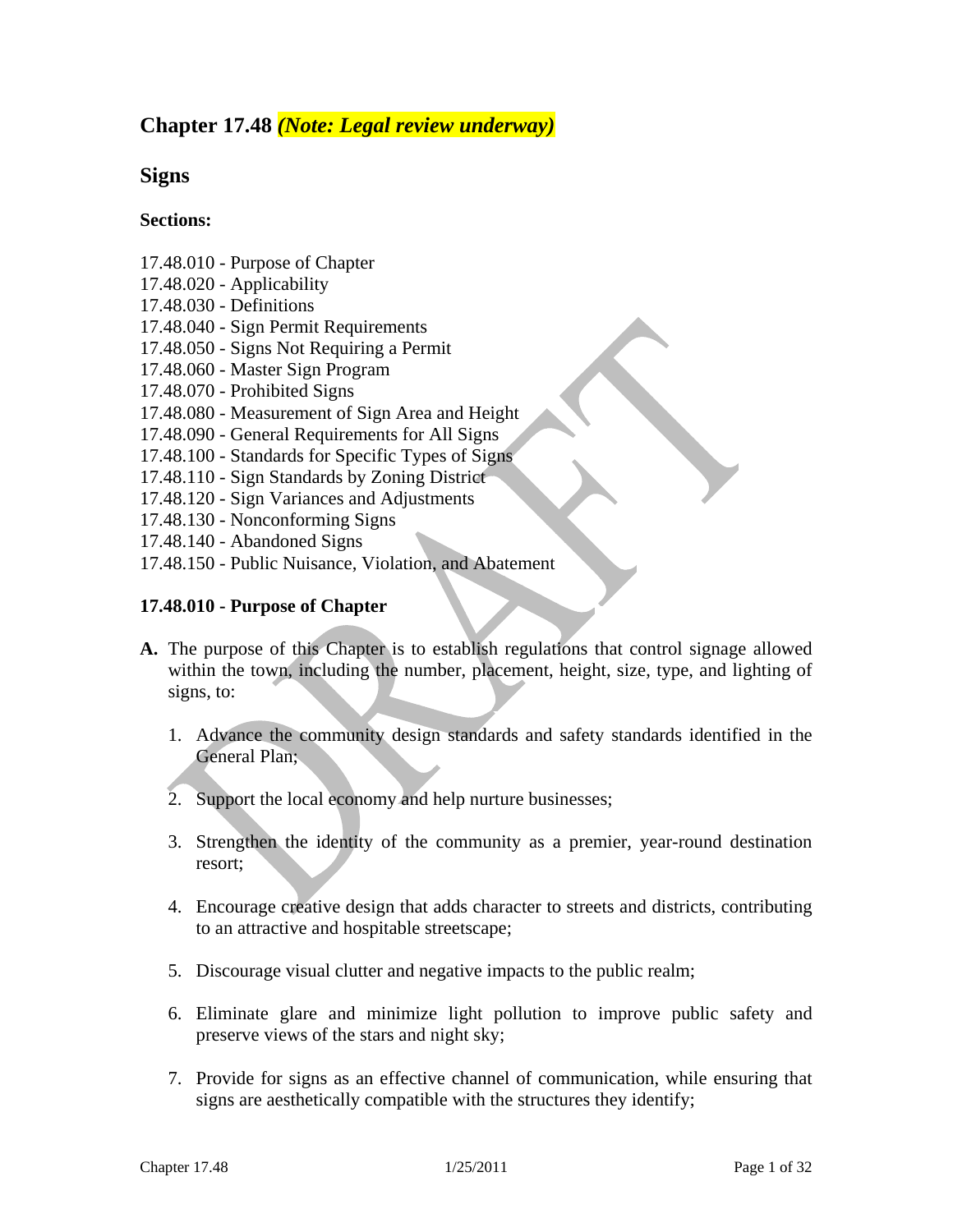## Chapter 17.48 *(Note: Legal review underway)*

## Signs

**Sections:**

17.48.010 - Purpose of Chapter
17.48.020 - Applicability
17.48.030 - Definitions
17.48.040 - Sign Permit Requirements
17.48.050 - Signs Not Requiring a Permit
17.48.060 - Master Sign Program
17.48.070 - Prohibited Signs
17.48.080 - Measurement of Sign Area and Height
17.48.090 - General Requirements for All Signs
17.48.100 - Standards for Specific Types of Signs
17.48.110 - Sign Standards by Zoning District
17.48.120 - Sign Variances and Adjustments
17.48.130 - Nonconforming Signs
17.48.140 - Abandoned Signs
17.48.150 - Public Nuisance, Violation, and Abatement

### 17.48.010 - Purpose of Chapter

**A.** The purpose of this Chapter is to establish regulations that control signage allowed within the town, including the number, placement, height, size, type, and lighting of signs, to:

1. Advance the community design standards and safety standards identified in the General Plan;

2. Support the local economy and help nurture businesses;

3. Strengthen the identity of the community as a premier, year-round destination resort;

4. Encourage creative design that adds character to streets and districts, contributing to an attractive and hospitable streetscape;

5. Discourage visual clutter and negative impacts to the public realm;

6. Eliminate glare and minimize light pollution to improve public safety and preserve views of the stars and night sky;

7. Provide for signs as an effective channel of communication, while ensuring that signs are aesthetically compatible with the structures they identify;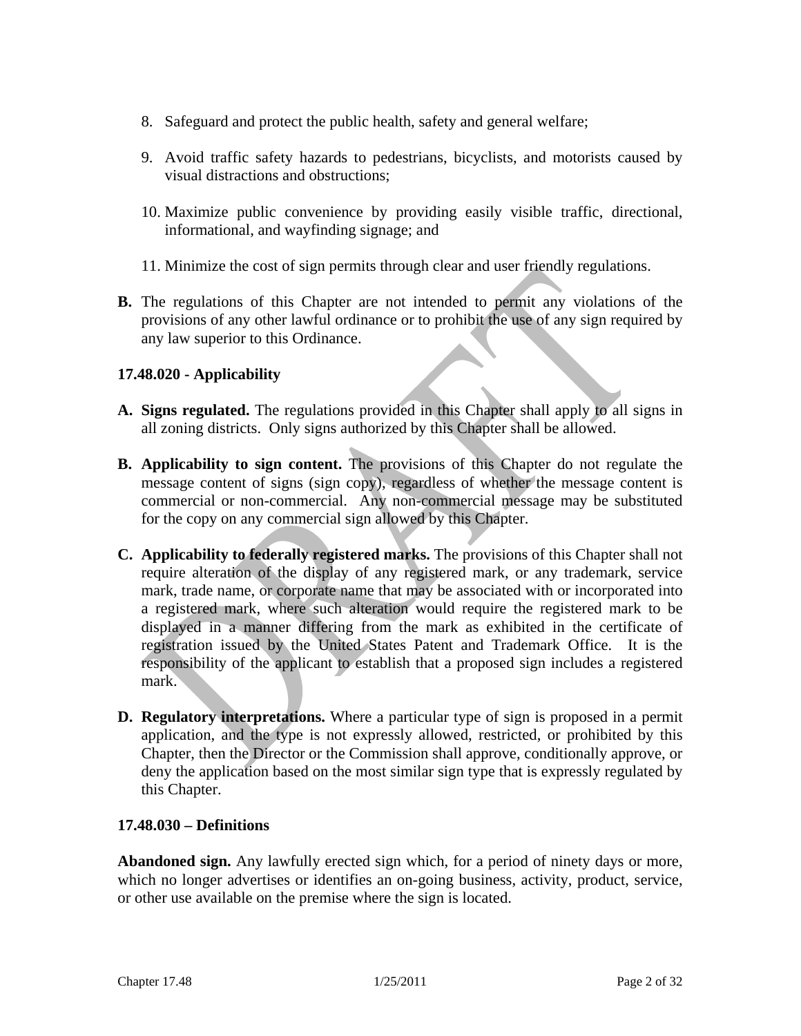8. Safeguard and protect the public health, safety and general welfare;

9. Avoid traffic safety hazards to pedestrians, bicyclists, and motorists caused by visual distractions and obstructions;

10. Maximize public convenience by providing easily visible traffic, directional, informational, and wayfinding signage; and

11. Minimize the cost of sign permits through clear and user friendly regulations.

**B.** The regulations of this Chapter are not intended to permit any violations of the provisions of any other lawful ordinance or to prohibit the use of any sign required by any law superior to this Ordinance.

### 17.48.020 - Applicability

**A. Signs regulated.** The regulations provided in this Chapter shall apply to all signs in all zoning districts. Only signs authorized by this Chapter shall be allowed.

**B. Applicability to sign content.** The provisions of this Chapter do not regulate the message content of signs (sign copy), regardless of whether the message content is commercial or non-commercial. Any non-commercial message may be substituted for the copy on any commercial sign allowed by this Chapter.

**C. Applicability to federally registered marks.** The provisions of this Chapter shall not require alteration of the display of any registered mark, or any trademark, service mark, trade name, or corporate name that may be associated with or incorporated into a registered mark, where such alteration would require the registered mark to be displayed in a manner differing from the mark as exhibited in the certificate of registration issued by the United States Patent and Trademark Office. It is the responsibility of the applicant to establish that a proposed sign includes a registered mark.

**D. Regulatory interpretations.** Where a particular type of sign is proposed in a permit application, and the type is not expressly allowed, restricted, or prohibited by this Chapter, then the Director or the Commission shall approve, conditionally approve, or deny the application based on the most similar sign type that is expressly regulated by this Chapter.

### 17.48.030 – Definitions

**Abandoned sign.** Any lawfully erected sign which, for a period of ninety days or more, which no longer advertises or identifies an on-going business, activity, product, service, or other use available on the premise where the sign is located.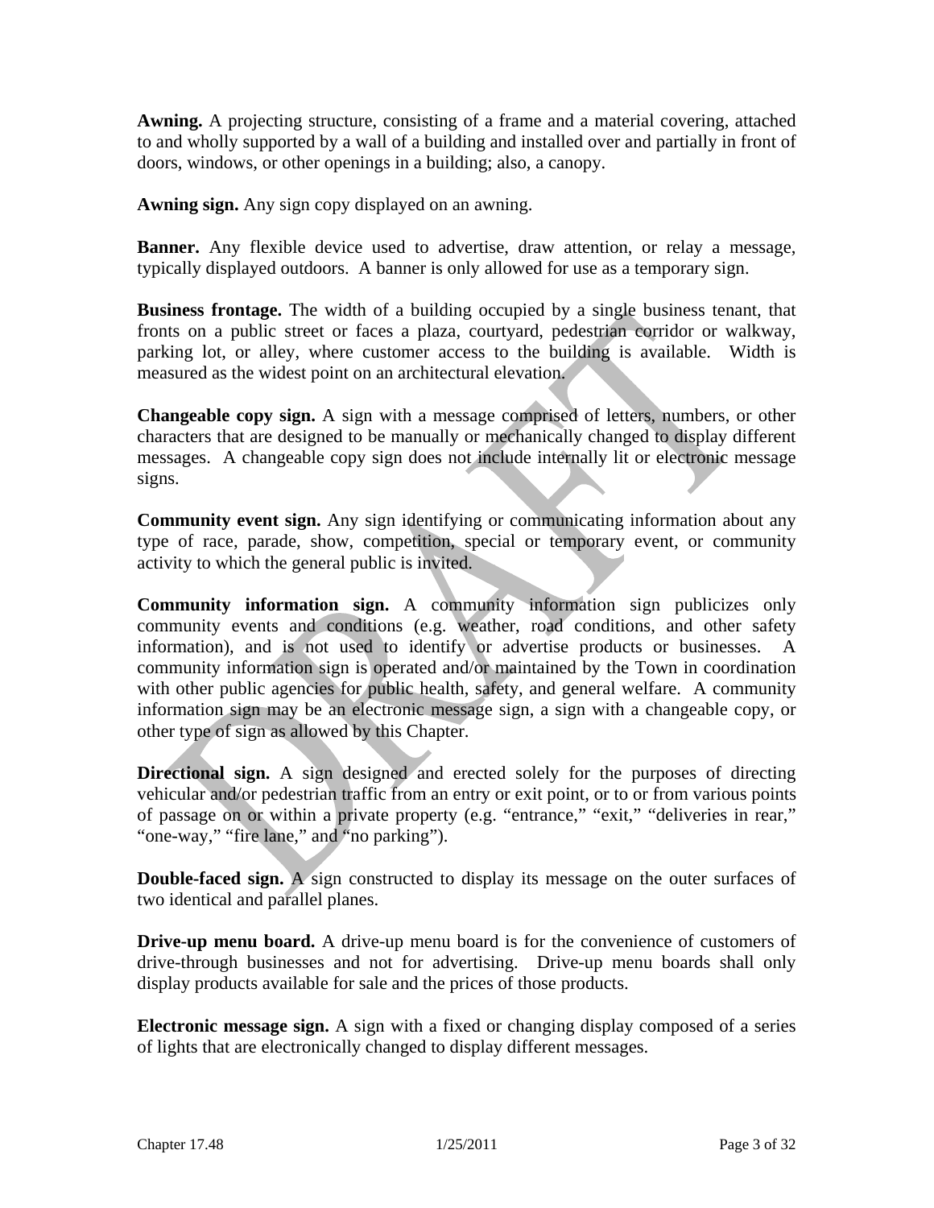**Awning.** A projecting structure, consisting of a frame and a material covering, attached to and wholly supported by a wall of a building and installed over and partially in front of doors, windows, or other openings in a building; also, a canopy.

**Awning sign.** Any sign copy displayed on an awning.

**Banner.** Any flexible device used to advertise, draw attention, or relay a message, typically displayed outdoors. A banner is only allowed for use as a temporary sign.

**Business frontage.** The width of a building occupied by a single business tenant, that fronts on a public street or faces a plaza, courtyard, pedestrian corridor or walkway, parking lot, or alley, where customer access to the building is available. Width is measured as the widest point on an architectural elevation.

**Changeable copy sign.** A sign with a message comprised of letters, numbers, or other characters that are designed to be manually or mechanically changed to display different messages. A changeable copy sign does not include internally lit or electronic message signs.

**Community event sign.** Any sign identifying or communicating information about any type of race, parade, show, competition, special or temporary event, or community activity to which the general public is invited.

**Community information sign.** A community information sign publicizes only community events and conditions (e.g. weather, road conditions, and other safety information), and is not used to identify or advertise products or businesses. A community information sign is operated and/or maintained by the Town in coordination with other public agencies for public health, safety, and general welfare. A community information sign may be an electronic message sign, a sign with a changeable copy, or other type of sign as allowed by this Chapter.

**Directional sign.** A sign designed and erected solely for the purposes of directing vehicular and/or pedestrian traffic from an entry or exit point, or to or from various points of passage on or within a private property (e.g. "entrance," "exit," "deliveries in rear," "one-way," "fire lane," and "no parking").

**Double-faced sign.** A sign constructed to display its message on the outer surfaces of two identical and parallel planes.

**Drive-up menu board.** A drive-up menu board is for the convenience of customers of drive-through businesses and not for advertising. Drive-up menu boards shall only display products available for sale and the prices of those products.

**Electronic message sign.** A sign with a fixed or changing display composed of a series of lights that are electronically changed to display different messages.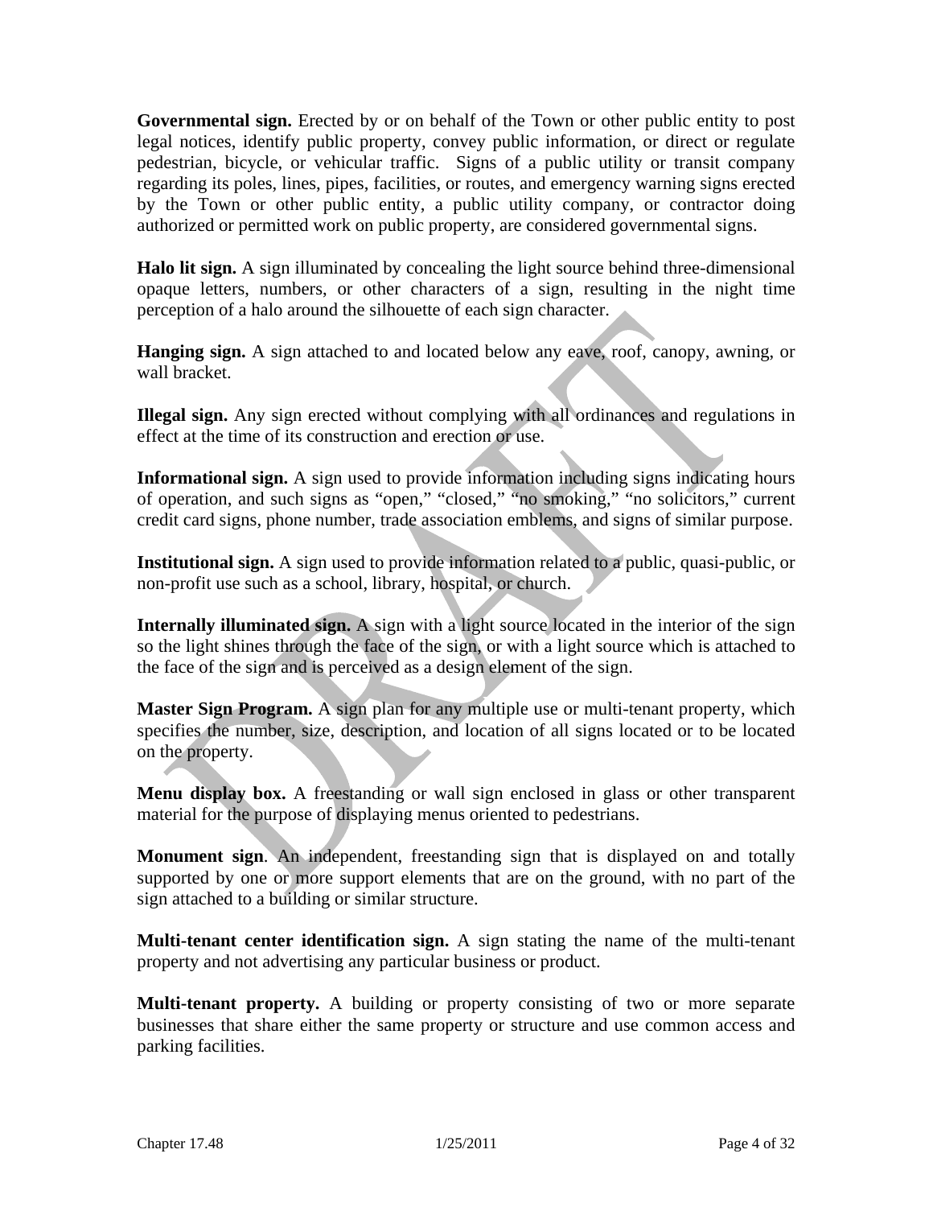**Governmental sign.** Erected by or on behalf of the Town or other public entity to post legal notices, identify public property, convey public information, or direct or regulate pedestrian, bicycle, or vehicular traffic. Signs of a public utility or transit company regarding its poles, lines, pipes, facilities, or routes, and emergency warning signs erected by the Town or other public entity, a public utility company, or contractor doing authorized or permitted work on public property, are considered governmental signs.

**Halo lit sign.** A sign illuminated by concealing the light source behind three-dimensional opaque letters, numbers, or other characters of a sign, resulting in the night time perception of a halo around the silhouette of each sign character.

**Hanging sign.** A sign attached to and located below any eave, roof, canopy, awning, or wall bracket.

**Illegal sign.** Any sign erected without complying with all ordinances and regulations in effect at the time of its construction and erection or use.

**Informational sign.** A sign used to provide information including signs indicating hours of operation, and such signs as "open," "closed," "no smoking," "no solicitors," current credit card signs, phone number, trade association emblems, and signs of similar purpose.

**Institutional sign.** A sign used to provide information related to a public, quasi-public, or non-profit use such as a school, library, hospital, or church.

**Internally illuminated sign.** A sign with a light source located in the interior of the sign so the light shines through the face of the sign, or with a light source which is attached to the face of the sign and is perceived as a design element of the sign.

**Master Sign Program.** A sign plan for any multiple use or multi-tenant property, which specifies the number, size, description, and location of all signs located or to be located on the property.

**Menu display box.** A freestanding or wall sign enclosed in glass or other transparent material for the purpose of displaying menus oriented to pedestrians.

**Monument sign**. An independent, freestanding sign that is displayed on and totally supported by one or more support elements that are on the ground, with no part of the sign attached to a building or similar structure.

**Multi-tenant center identification sign.** A sign stating the name of the multi-tenant property and not advertising any particular business or product.

**Multi-tenant property.** A building or property consisting of two or more separate businesses that share either the same property or structure and use common access and parking facilities.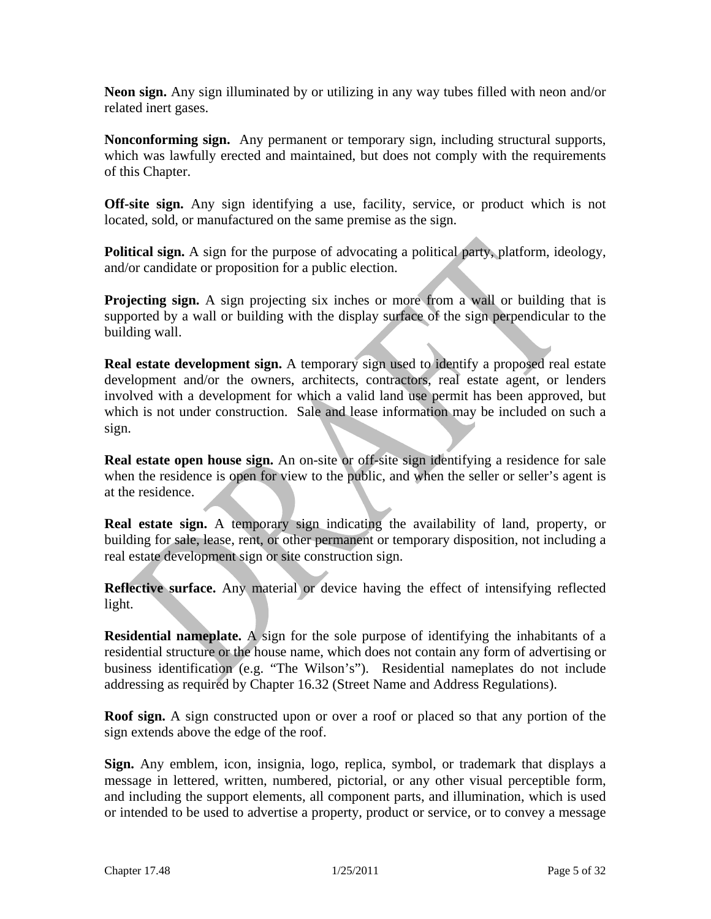**Neon sign.** Any sign illuminated by or utilizing in any way tubes filled with neon and/or related inert gases.

**Nonconforming sign.** Any permanent or temporary sign, including structural supports, which was lawfully erected and maintained, but does not comply with the requirements of this Chapter.

**Off-site sign.** Any sign identifying a use, facility, service, or product which is not located, sold, or manufactured on the same premise as the sign.

**Political sign.** A sign for the purpose of advocating a political party, platform, ideology, and/or candidate or proposition for a public election.

**Projecting sign.** A sign projecting six inches or more from a wall or building that is supported by a wall or building with the display surface of the sign perpendicular to the building wall.

**Real estate development sign.** A temporary sign used to identify a proposed real estate development and/or the owners, architects, contractors, real estate agent, or lenders involved with a development for which a valid land use permit has been approved, but which is not under construction. Sale and lease information may be included on such a sign.

**Real estate open house sign.** An on-site or off-site sign identifying a residence for sale when the residence is open for view to the public, and when the seller or seller's agent is at the residence.

**Real estate sign.** A temporary sign indicating the availability of land, property, or building for sale, lease, rent, or other permanent or temporary disposition, not including a real estate development sign or site construction sign.

**Reflective surface.** Any material or device having the effect of intensifying reflected light.

**Residential nameplate.** A sign for the sole purpose of identifying the inhabitants of a residential structure or the house name, which does not contain any form of advertising or business identification (e.g. "The Wilson's"). Residential nameplates do not include addressing as required by Chapter 16.32 (Street Name and Address Regulations).

**Roof sign.** A sign constructed upon or over a roof or placed so that any portion of the sign extends above the edge of the roof.

**Sign.** Any emblem, icon, insignia, logo, replica, symbol, or trademark that displays a message in lettered, written, numbered, pictorial, or any other visual perceptible form, and including the support elements, all component parts, and illumination, which is used or intended to be used to advertise a property, product or service, or to convey a message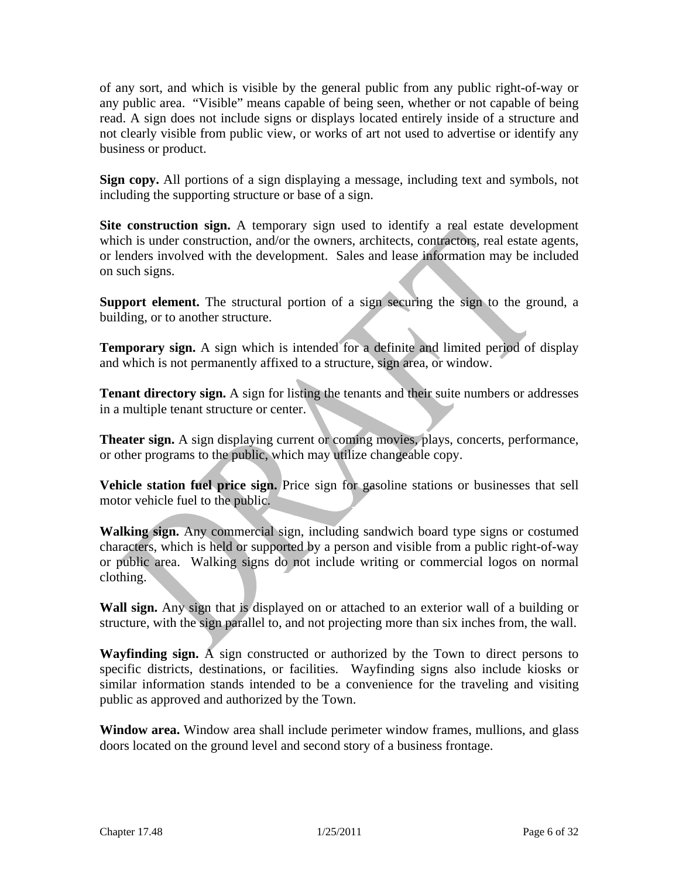of any sort, and which is visible by the general public from any public right-of-way or any public area. "Visible" means capable of being seen, whether or not capable of being read. A sign does not include signs or displays located entirely inside of a structure and not clearly visible from public view, or works of art not used to advertise or identify any business or product.

**Sign copy.** All portions of a sign displaying a message, including text and symbols, not including the supporting structure or base of a sign.

**Site construction sign.** A temporary sign used to identify a real estate development which is under construction, and/or the owners, architects, contractors, real estate agents, or lenders involved with the development. Sales and lease information may be included on such signs.

**Support element.** The structural portion of a sign securing the sign to the ground, a building, or to another structure.

**Temporary sign.** A sign which is intended for a definite and limited period of display and which is not permanently affixed to a structure, sign area, or window.

**Tenant directory sign.** A sign for listing the tenants and their suite numbers or addresses in a multiple tenant structure or center.

**Theater sign.** A sign displaying current or coming movies, plays, concerts, performance, or other programs to the public, which may utilize changeable copy.

**Vehicle station fuel price sign.** Price sign for gasoline stations or businesses that sell motor vehicle fuel to the public.

**Walking sign.** Any commercial sign, including sandwich board type signs or costumed characters, which is held or supported by a person and visible from a public right-of-way or public area. Walking signs do not include writing or commercial logos on normal clothing.

**Wall sign.** Any sign that is displayed on or attached to an exterior wall of a building or structure, with the sign parallel to, and not projecting more than six inches from, the wall.

**Wayfinding sign.** A sign constructed or authorized by the Town to direct persons to specific districts, destinations, or facilities. Wayfinding signs also include kiosks or similar information stands intended to be a convenience for the traveling and visiting public as approved and authorized by the Town.

**Window area.** Window area shall include perimeter window frames, mullions, and glass doors located on the ground level and second story of a business frontage.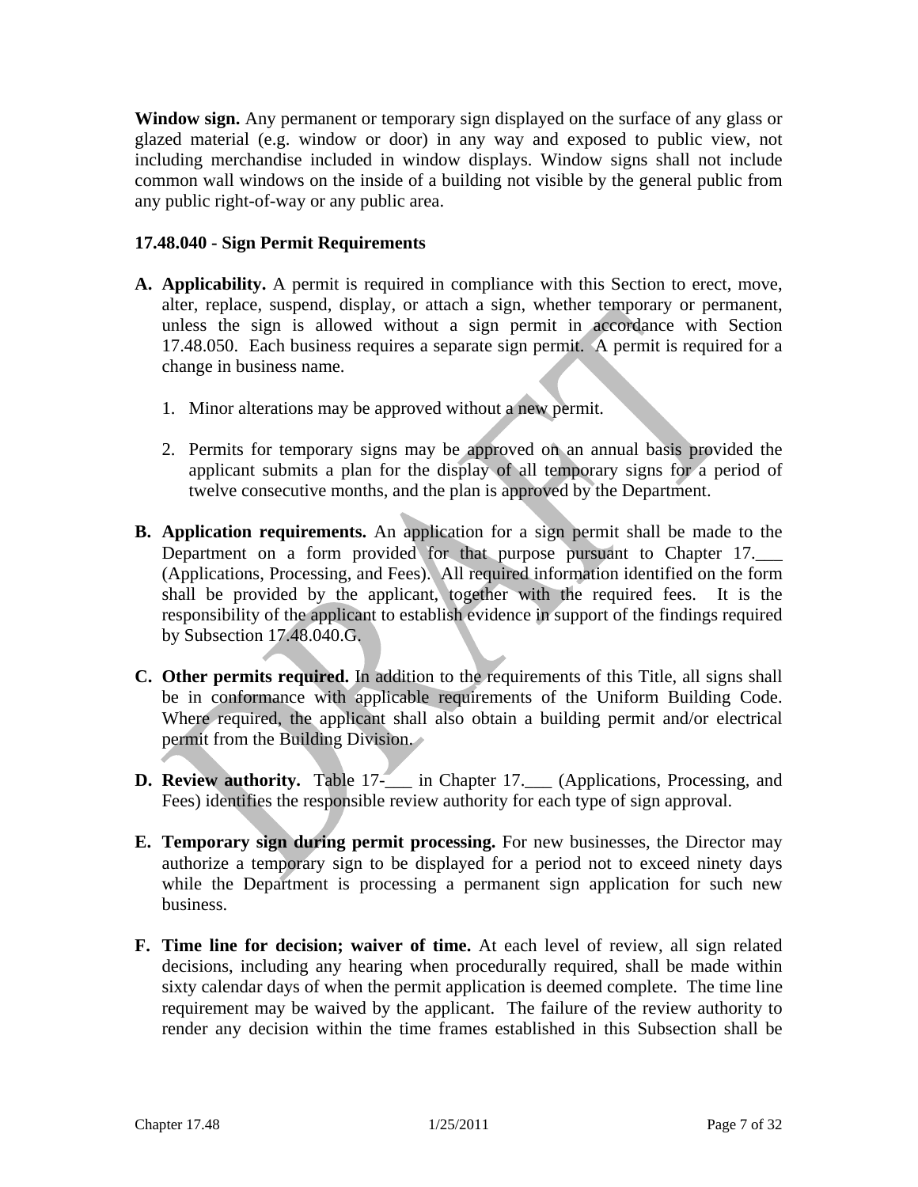**Window sign.** Any permanent or temporary sign displayed on the surface of any glass or glazed material (e.g. window or door) in any way and exposed to public view, not including merchandise included in window displays. Window signs shall not include common wall windows on the inside of a building not visible by the general public from any public right-of-way or any public area.

### 17.48.040 - Sign Permit Requirements

**A. Applicability.** A permit is required in compliance with this Section to erect, move, alter, replace, suspend, display, or attach a sign, whether temporary or permanent, unless the sign is allowed without a sign permit in accordance with Section 17.48.050. Each business requires a separate sign permit. A permit is required for a change in business name.

1. Minor alterations may be approved without a new permit.

2. Permits for temporary signs may be approved on an annual basis provided the applicant submits a plan for the display of all temporary signs for a period of twelve consecutive months, and the plan is approved by the Department.

**B. Application requirements.** An application for a sign permit shall be made to the Department on a form provided for that purpose pursuant to Chapter 17.___ (Applications, Processing, and Fees). All required information identified on the form shall be provided by the applicant, together with the required fees. It is the responsibility of the applicant to establish evidence in support of the findings required by Subsection 17.48.040.G.

**C. Other permits required.** In addition to the requirements of this Title, all signs shall be in conformance with applicable requirements of the Uniform Building Code. Where required, the applicant shall also obtain a building permit and/or electrical permit from the Building Division.

**D. Review authority.** Table 17-___ in Chapter 17.___ (Applications, Processing, and Fees) identifies the responsible review authority for each type of sign approval.

**E. Temporary sign during permit processing.** For new businesses, the Director may authorize a temporary sign to be displayed for a period not to exceed ninety days while the Department is processing a permanent sign application for such new business.

**F. Time line for decision; waiver of time.** At each level of review, all sign related decisions, including any hearing when procedurally required, shall be made within sixty calendar days of when the permit application is deemed complete. The time line requirement may be waived by the applicant. The failure of the review authority to render any decision within the time frames established in this Subsection shall be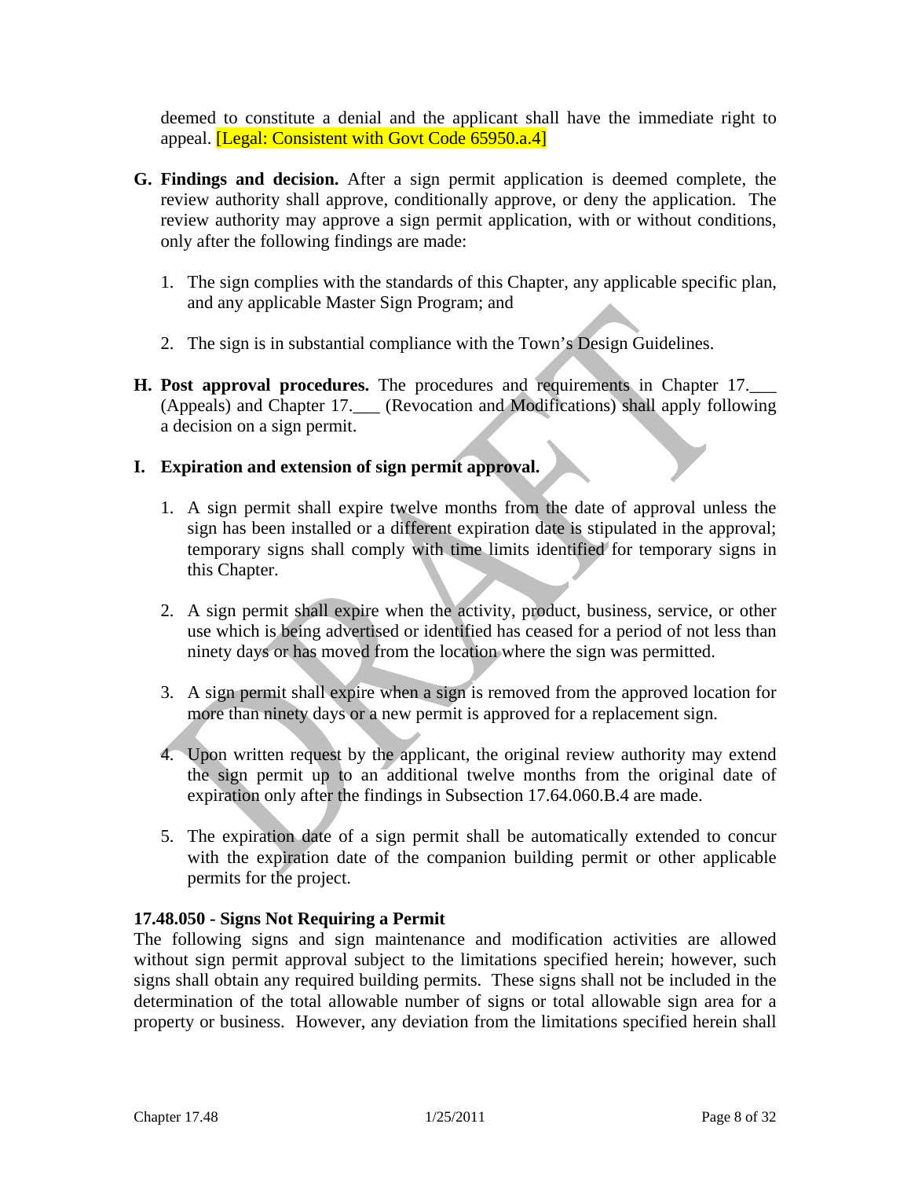deemed to constitute a denial and the applicant shall have the immediate right to appeal. [Legal: Consistent with Govt Code 65950.a.4]

**G. Findings and decision.** After a sign permit application is deemed complete, the review authority shall approve, conditionally approve, or deny the application. The review authority may approve a sign permit application, with or without conditions, only after the following findings are made:

1. The sign complies with the standards of this Chapter, any applicable specific plan, and any applicable Master Sign Program; and

2. The sign is in substantial compliance with the Town's Design Guidelines.

**H. Post approval procedures.** The procedures and requirements in Chapter 17.___ (Appeals) and Chapter 17.___ (Revocation and Modifications) shall apply following a decision on a sign permit.

**I. Expiration and extension of sign permit approval.**

1. A sign permit shall expire twelve months from the date of approval unless the sign has been installed or a different expiration date is stipulated in the approval; temporary signs shall comply with time limits identified for temporary signs in this Chapter.

2. A sign permit shall expire when the activity, product, business, service, or other use which is being advertised or identified has ceased for a period of not less than ninety days or has moved from the location where the sign was permitted.

3. A sign permit shall expire when a sign is removed from the approved location for more than ninety days or a new permit is approved for a replacement sign.

4. Upon written request by the applicant, the original review authority may extend the sign permit up to an additional twelve months from the original date of expiration only after the findings in Subsection 17.64.060.B.4 are made.

5. The expiration date of a sign permit shall be automatically extended to concur with the expiration date of the companion building permit or other applicable permits for the project.

### 17.48.050 - Signs Not Requiring a Permit

The following signs and sign maintenance and modification activities are allowed without sign permit approval subject to the limitations specified herein; however, such signs shall obtain any required building permits. These signs shall not be included in the determination of the total allowable number of signs or total allowable sign area for a property or business. However, any deviation from the limitations specified herein shall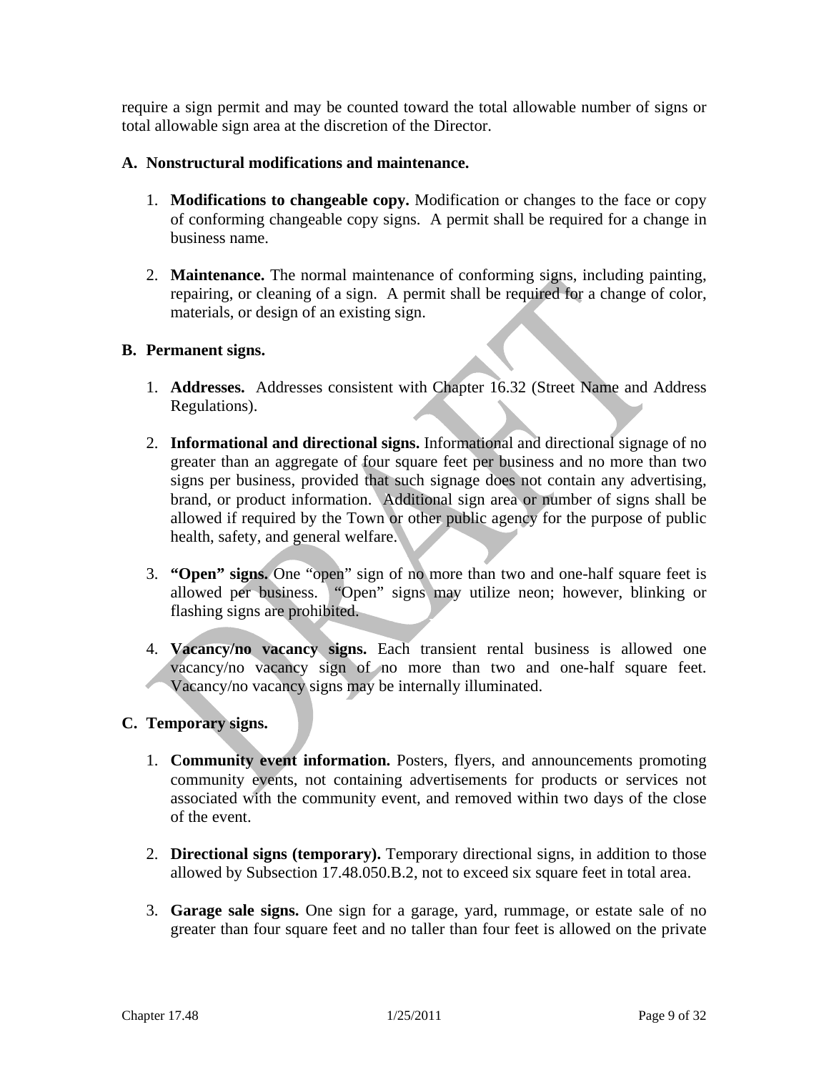require a sign permit and may be counted toward the total allowable number of signs or total allowable sign area at the discretion of the Director.

**A. Nonstructural modifications and maintenance.**

1. **Modifications to changeable copy.** Modification or changes to the face or copy of conforming changeable copy signs. A permit shall be required for a change in business name.

2. **Maintenance.** The normal maintenance of conforming signs, including painting, repairing, or cleaning of a sign. A permit shall be required for a change of color, materials, or design of an existing sign.

**B. Permanent signs.**

1. **Addresses.** Addresses consistent with Chapter 16.32 (Street Name and Address Regulations).

2. **Informational and directional signs.** Informational and directional signage of no greater than an aggregate of four square feet per business and no more than two signs per business, provided that such signage does not contain any advertising, brand, or product information. Additional sign area or number of signs shall be allowed if required by the Town or other public agency for the purpose of public health, safety, and general welfare.

3. **"Open" signs.** One "open" sign of no more than two and one-half square feet is allowed per business. "Open" signs may utilize neon; however, blinking or flashing signs are prohibited.

4. **Vacancy/no vacancy signs.** Each transient rental business is allowed one vacancy/no vacancy sign of no more than two and one-half square feet. Vacancy/no vacancy signs may be internally illuminated.

**C. Temporary signs.**

1. **Community event information.** Posters, flyers, and announcements promoting community events, not containing advertisements for products or services not associated with the community event, and removed within two days of the close of the event.

2. **Directional signs (temporary).** Temporary directional signs, in addition to those allowed by Subsection 17.48.050.B.2, not to exceed six square feet in total area.

3. **Garage sale signs.** One sign for a garage, yard, rummage, or estate sale of no greater than four square feet and no taller than four feet is allowed on the private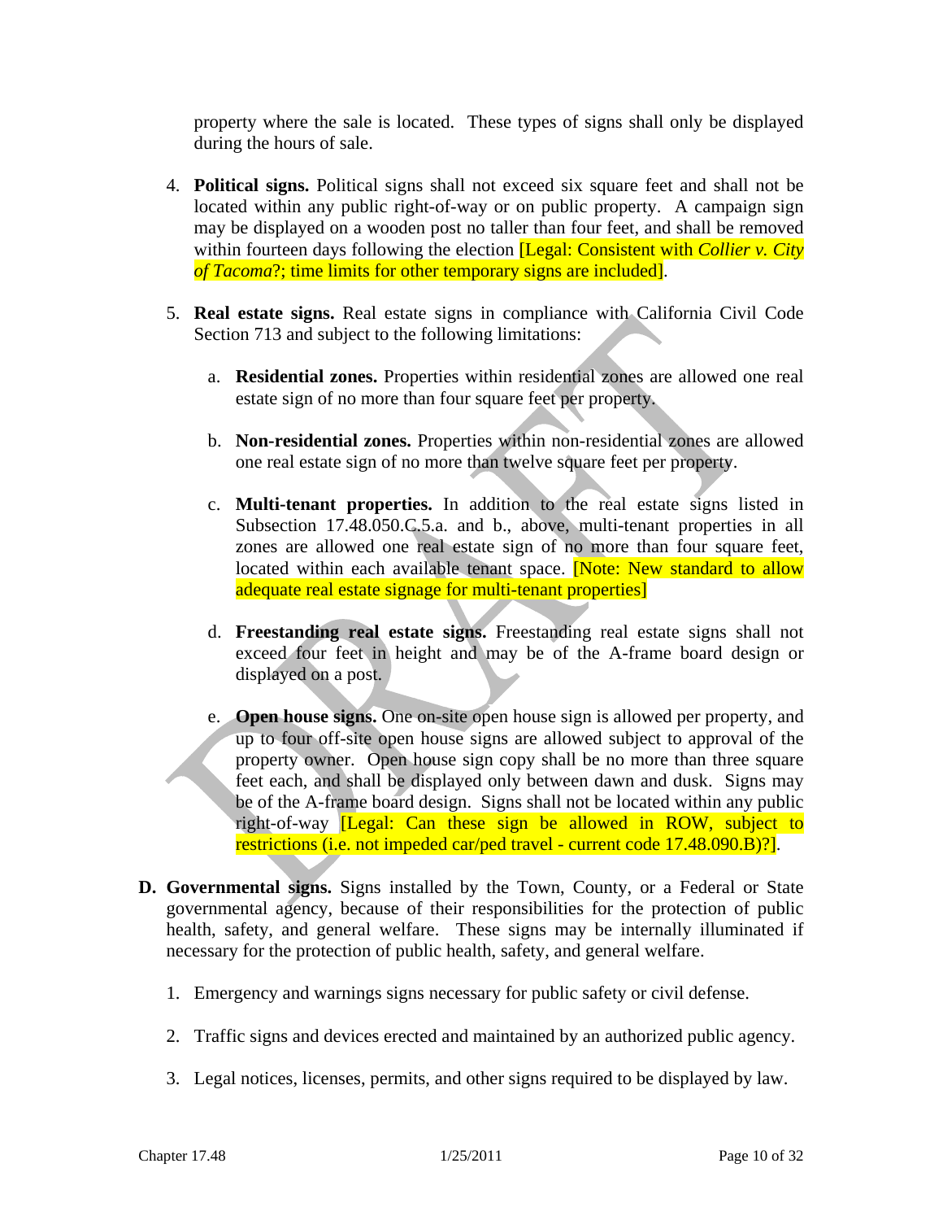property where the sale is located. These types of signs shall only be displayed during the hours of sale.

4. **Political signs.** Political signs shall not exceed six square feet and shall not be located within any public right-of-way or on public property. A campaign sign may be displayed on a wooden post no taller than four feet, and shall be removed within fourteen days following the election [Legal: Consistent with *Collier v. City of Tacoma*?; time limits for other temporary signs are included].

5. **Real estate signs.** Real estate signs in compliance with California Civil Code Section 713 and subject to the following limitations:

   a. **Residential zones.** Properties within residential zones are allowed one real estate sign of no more than four square feet per property.

   b. **Non-residential zones.** Properties within non-residential zones are allowed one real estate sign of no more than twelve square feet per property.

   c. **Multi-tenant properties.** In addition to the real estate signs listed in Subsection 17.48.050.C.5.a. and b., above, multi-tenant properties in all zones are allowed one real estate sign of no more than four square feet, located within each available tenant space. [Note: New standard to allow adequate real estate signage for multi-tenant properties]

   d. **Freestanding real estate signs.** Freestanding real estate signs shall not exceed four feet in height and may be of the A-frame board design or displayed on a post.

   e. **Open house signs.** One on-site open house sign is allowed per property, and up to four off-site open house signs are allowed subject to approval of the property owner. Open house sign copy shall be no more than three square feet each, and shall be displayed only between dawn and dusk. Signs may be of the A-frame board design. Signs shall not be located within any public right-of-way [Legal: Can these sign be allowed in ROW, subject to restrictions (i.e. not impeded car/ped travel - current code 17.48.090.B)?].

**D. Governmental signs.** Signs installed by the Town, County, or a Federal or State governmental agency, because of their responsibilities for the protection of public health, safety, and general welfare. These signs may be internally illuminated if necessary for the protection of public health, safety, and general welfare.

1. Emergency and warnings signs necessary for public safety or civil defense.

2. Traffic signs and devices erected and maintained by an authorized public agency.

3. Legal notices, licenses, permits, and other signs required to be displayed by law.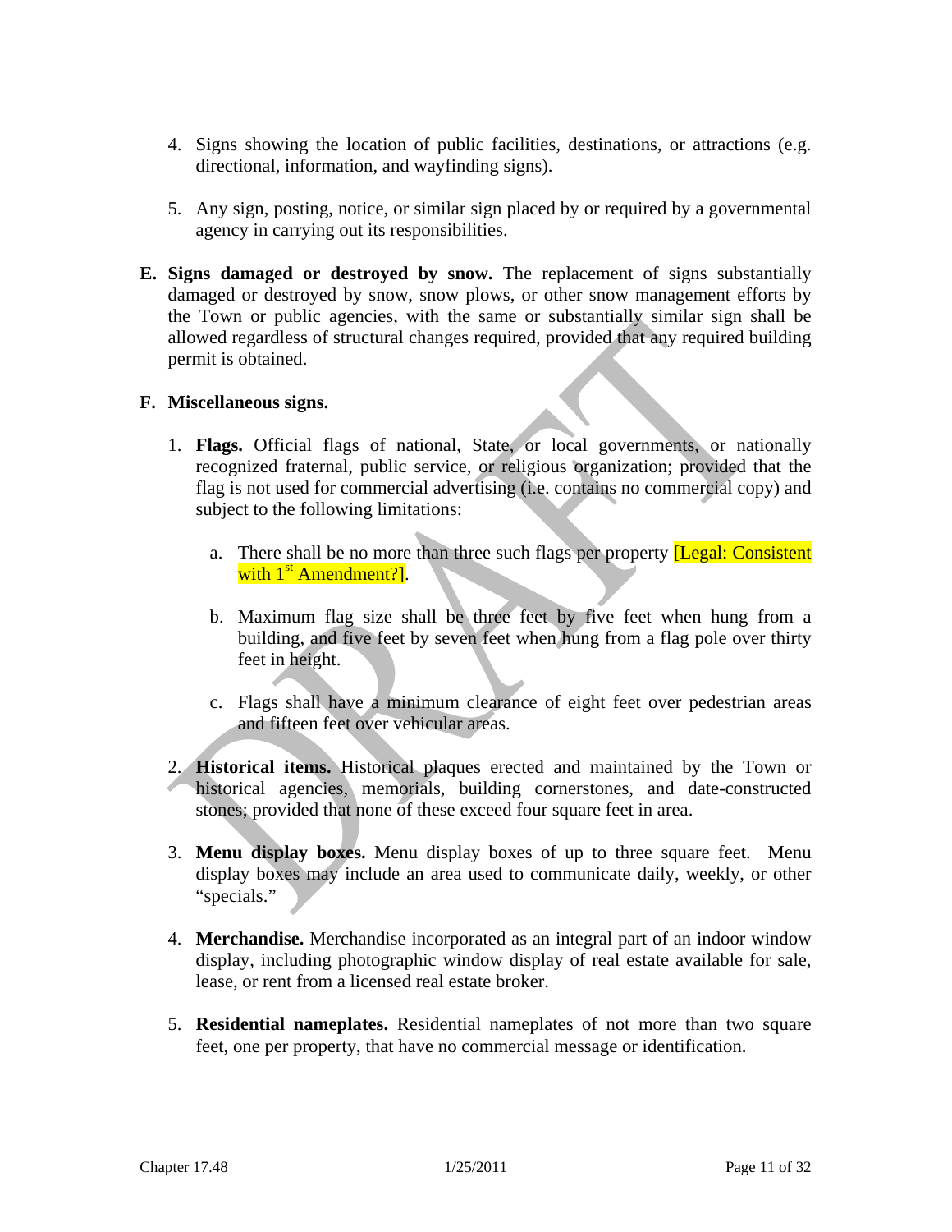4. Signs showing the location of public facilities, destinations, or attractions (e.g. directional, information, and wayfinding signs).

5. Any sign, posting, notice, or similar sign placed by or required by a governmental agency in carrying out its responsibilities.

**E. Signs damaged or destroyed by snow.** The replacement of signs substantially damaged or destroyed by snow, snow plows, or other snow management efforts by the Town or public agencies, with the same or substantially similar sign shall be allowed regardless of structural changes required, provided that any required building permit is obtained.

**F. Miscellaneous signs.**

1. **Flags.** Official flags of national, State, or local governments, or nationally recognized fraternal, public service, or religious organization; provided that the flag is not used for commercial advertising (i.e. contains no commercial copy) and subject to the following limitations:

   a. There shall be no more than three such flags per property [Legal: Consistent with 1st Amendment?].

   b. Maximum flag size shall be three feet by five feet when hung from a building, and five feet by seven feet when hung from a flag pole over thirty feet in height.

   c. Flags shall have a minimum clearance of eight feet over pedestrian areas and fifteen feet over vehicular areas.

2. **Historical items.** Historical plaques erected and maintained by the Town or historical agencies, memorials, building cornerstones, and date-constructed stones; provided that none of these exceed four square feet in area.

3. **Menu display boxes.** Menu display boxes of up to three square feet. Menu display boxes may include an area used to communicate daily, weekly, or other "specials."

4. **Merchandise.** Merchandise incorporated as an integral part of an indoor window display, including photographic window display of real estate available for sale, lease, or rent from a licensed real estate broker.

5. **Residential nameplates.** Residential nameplates of not more than two square feet, one per property, that have no commercial message or identification.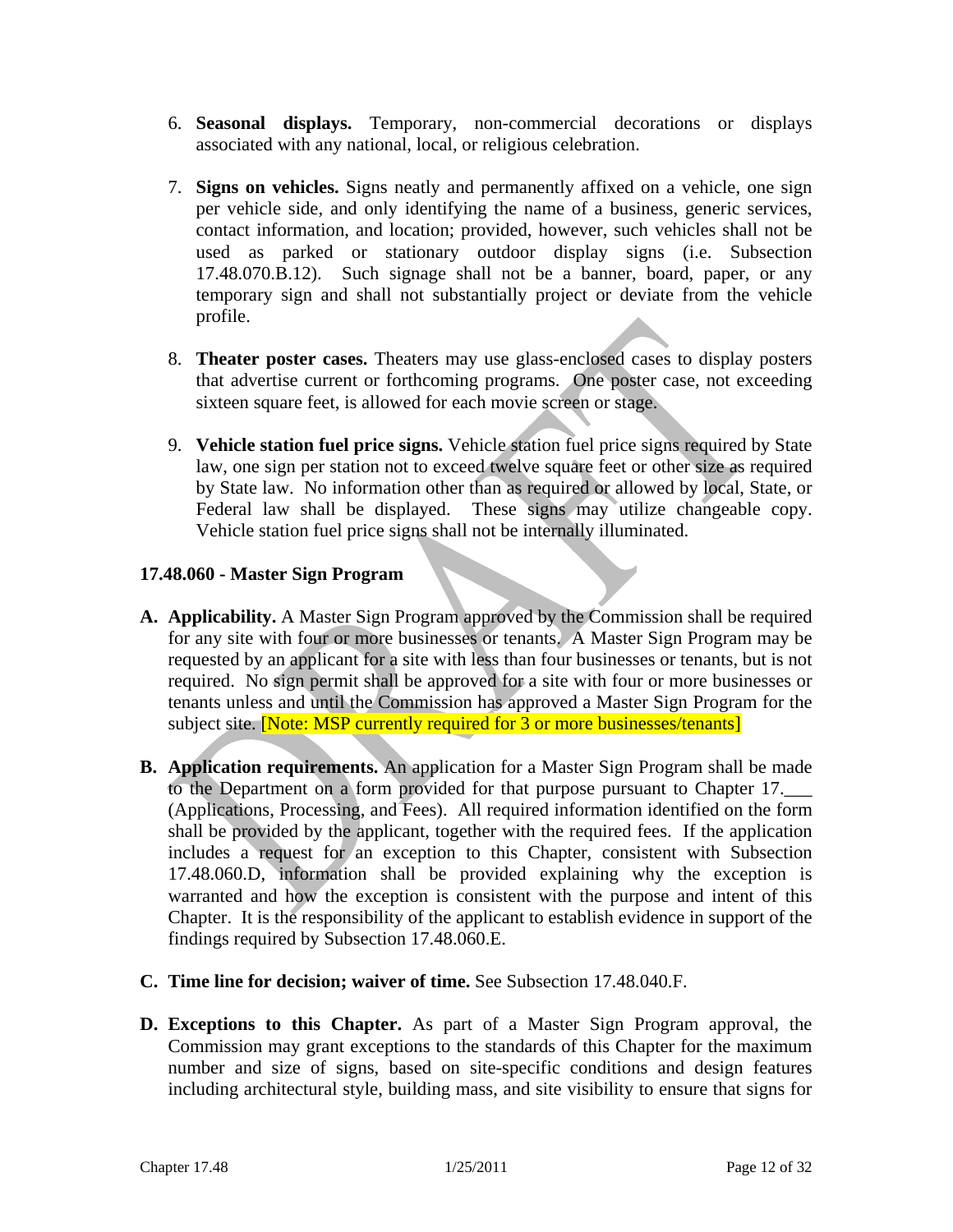6. **Seasonal displays.** Temporary, non-commercial decorations or displays associated with any national, local, or religious celebration.

7. **Signs on vehicles.** Signs neatly and permanently affixed on a vehicle, one sign per vehicle side, and only identifying the name of a business, generic services, contact information, and location; provided, however, such vehicles shall not be used as parked or stationary outdoor display signs (i.e. Subsection 17.48.070.B.12). Such signage shall not be a banner, board, paper, or any temporary sign and shall not substantially project or deviate from the vehicle profile.

8. **Theater poster cases.** Theaters may use glass-enclosed cases to display posters that advertise current or forthcoming programs. One poster case, not exceeding sixteen square feet, is allowed for each movie screen or stage.

9. **Vehicle station fuel price signs.** Vehicle station fuel price signs required by State law, one sign per station not to exceed twelve square feet or other size as required by State law. No information other than as required or allowed by local, State, or Federal law shall be displayed. These signs may utilize changeable copy. Vehicle station fuel price signs shall not be internally illuminated.

### 17.48.060 - Master Sign Program

**A. Applicability.** A Master Sign Program approved by the Commission shall be required for any site with four or more businesses or tenants. A Master Sign Program may be requested by an applicant for a site with less than four businesses or tenants, but is not required. No sign permit shall be approved for a site with four or more businesses or tenants unless and until the Commission has approved a Master Sign Program for the subject site. [Note: MSP currently required for 3 or more businesses/tenants]

**B. Application requirements.** An application for a Master Sign Program shall be made to the Department on a form provided for that purpose pursuant to Chapter 17.___ (Applications, Processing, and Fees). All required information identified on the form shall be provided by the applicant, together with the required fees. If the application includes a request for an exception to this Chapter, consistent with Subsection 17.48.060.D, information shall be provided explaining why the exception is warranted and how the exception is consistent with the purpose and intent of this Chapter. It is the responsibility of the applicant to establish evidence in support of the findings required by Subsection 17.48.060.E.

**C. Time line for decision; waiver of time.** See Subsection 17.48.040.F.

**D. Exceptions to this Chapter.** As part of a Master Sign Program approval, the Commission may grant exceptions to the standards of this Chapter for the maximum number and size of signs, based on site-specific conditions and design features including architectural style, building mass, and site visibility to ensure that signs for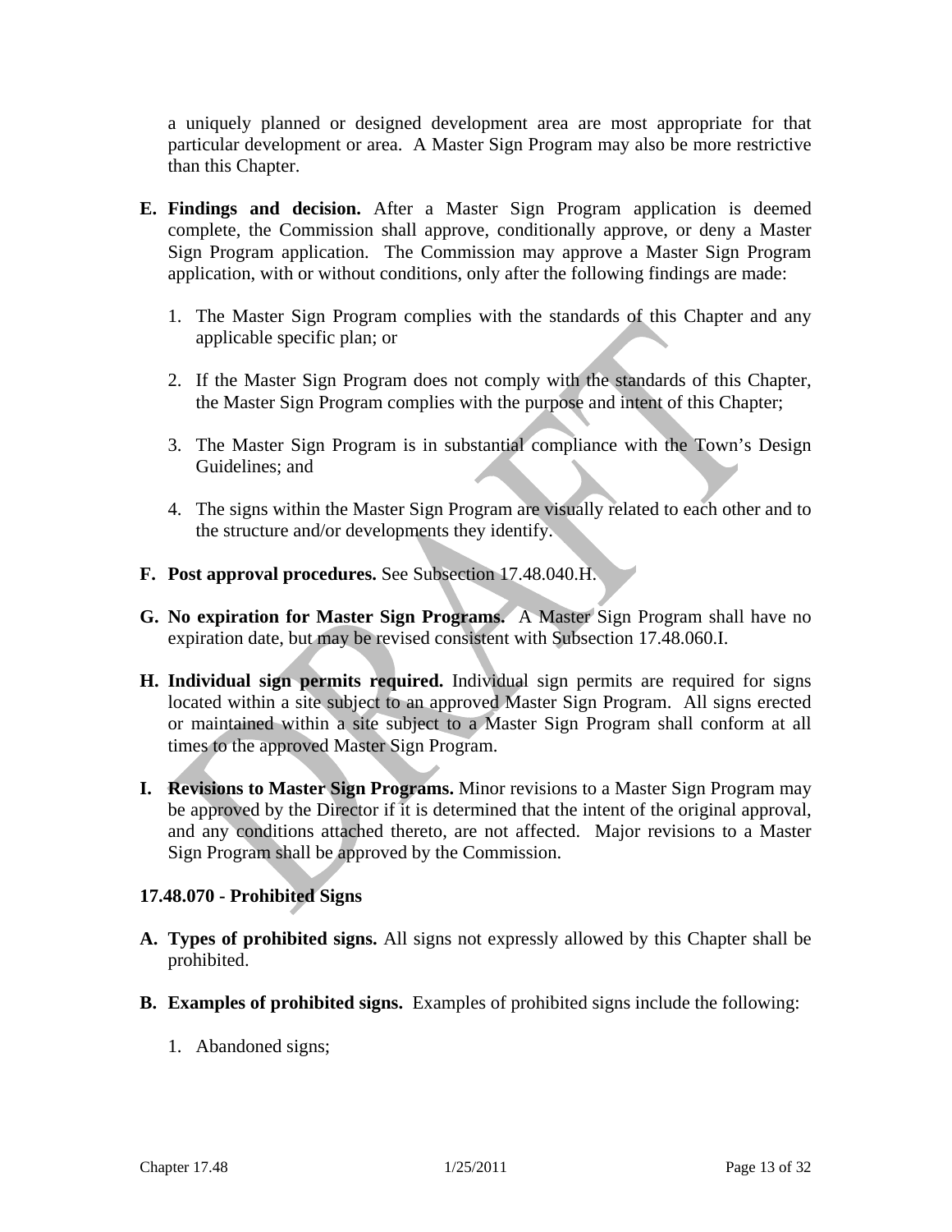a uniquely planned or designed development area are most appropriate for that particular development or area. A Master Sign Program may also be more restrictive than this Chapter.

**E. Findings and decision.** After a Master Sign Program application is deemed complete, the Commission shall approve, conditionally approve, or deny a Master Sign Program application. The Commission may approve a Master Sign Program application, with or without conditions, only after the following findings are made:

1. The Master Sign Program complies with the standards of this Chapter and any applicable specific plan; or
2. If the Master Sign Program does not comply with the standards of this Chapter, the Master Sign Program complies with the purpose and intent of this Chapter;
3. The Master Sign Program is in substantial compliance with the Town's Design Guidelines; and
4. The signs within the Master Sign Program are visually related to each other and to the structure and/or developments they identify.

**F. Post approval procedures.** See Subsection 17.48.040.H.

**G. No expiration for Master Sign Programs.** A Master Sign Program shall have no expiration date, but may be revised consistent with Subsection 17.48.060.I.

**H. Individual sign permits required.** Individual sign permits are required for signs located within a site subject to an approved Master Sign Program. All signs erected or maintained within a site subject to a Master Sign Program shall conform at all times to the approved Master Sign Program.

**I. Revisions to Master Sign Programs.** Minor revisions to a Master Sign Program may be approved by the Director if it is determined that the intent of the original approval, and any conditions attached thereto, are not affected. Major revisions to a Master Sign Program shall be approved by the Commission.

### 17.48.070 - Prohibited Signs

**A. Types of prohibited signs.** All signs not expressly allowed by this Chapter shall be prohibited.

**B. Examples of prohibited signs.** Examples of prohibited signs include the following:

1. Abandoned signs;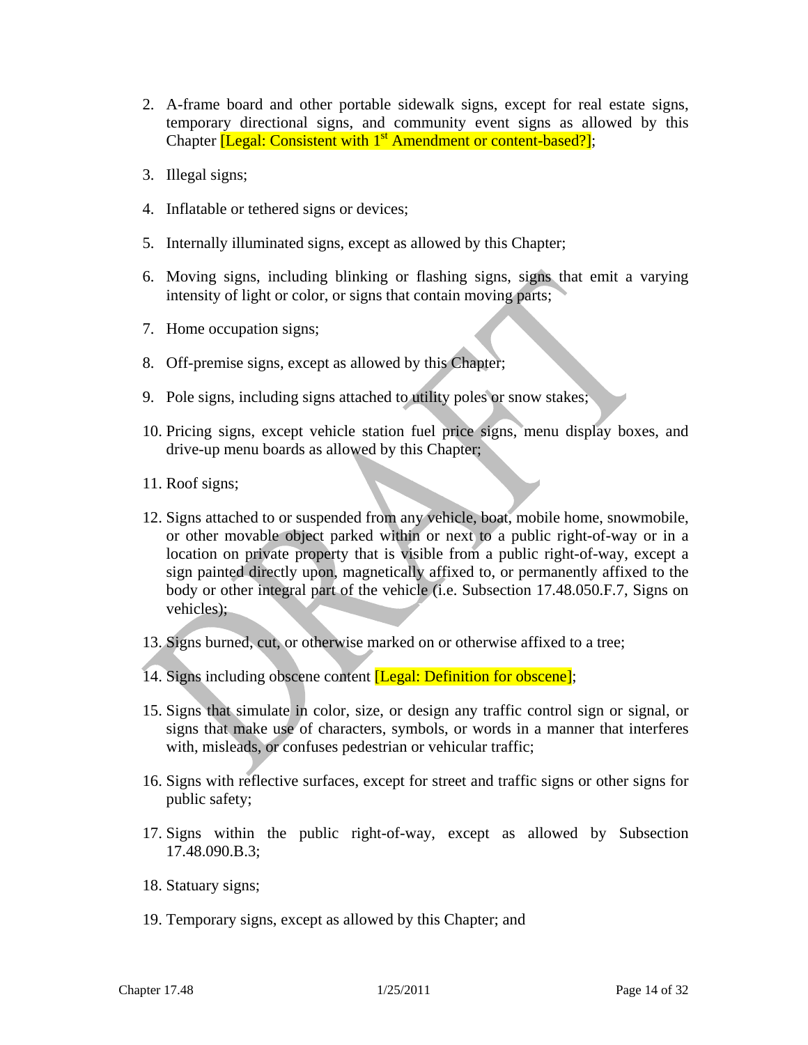2. A-frame board and other portable sidewalk signs, except for real estate signs, temporary directional signs, and community event signs as allowed by this Chapter [Legal: Consistent with 1st Amendment or content-based?];

3. Illegal signs;

4. Inflatable or tethered signs or devices;

5. Internally illuminated signs, except as allowed by this Chapter;

6. Moving signs, including blinking or flashing signs, signs that emit a varying intensity of light or color, or signs that contain moving parts;

7. Home occupation signs;

8. Off-premise signs, except as allowed by this Chapter;

9. Pole signs, including signs attached to utility poles or snow stakes;

10. Pricing signs, except vehicle station fuel price signs, menu display boxes, and drive-up menu boards as allowed by this Chapter;

11. Roof signs;

12. Signs attached to or suspended from any vehicle, boat, mobile home, snowmobile, or other movable object parked within or next to a public right-of-way or in a location on private property that is visible from a public right-of-way, except a sign painted directly upon, magnetically affixed to, or permanently affixed to the body or other integral part of the vehicle (i.e. Subsection 17.48.050.F.7, Signs on vehicles);

13. Signs burned, cut, or otherwise marked on or otherwise affixed to a tree;

14. Signs including obscene content [Legal: Definition for obscene];

15. Signs that simulate in color, size, or design any traffic control sign or signal, or signs that make use of characters, symbols, or words in a manner that interferes with, misleads, or confuses pedestrian or vehicular traffic;

16. Signs with reflective surfaces, except for street and traffic signs or other signs for public safety;

17. Signs within the public right-of-way, except as allowed by Subsection 17.48.090.B.3;

18. Statuary signs;

19. Temporary signs, except as allowed by this Chapter; and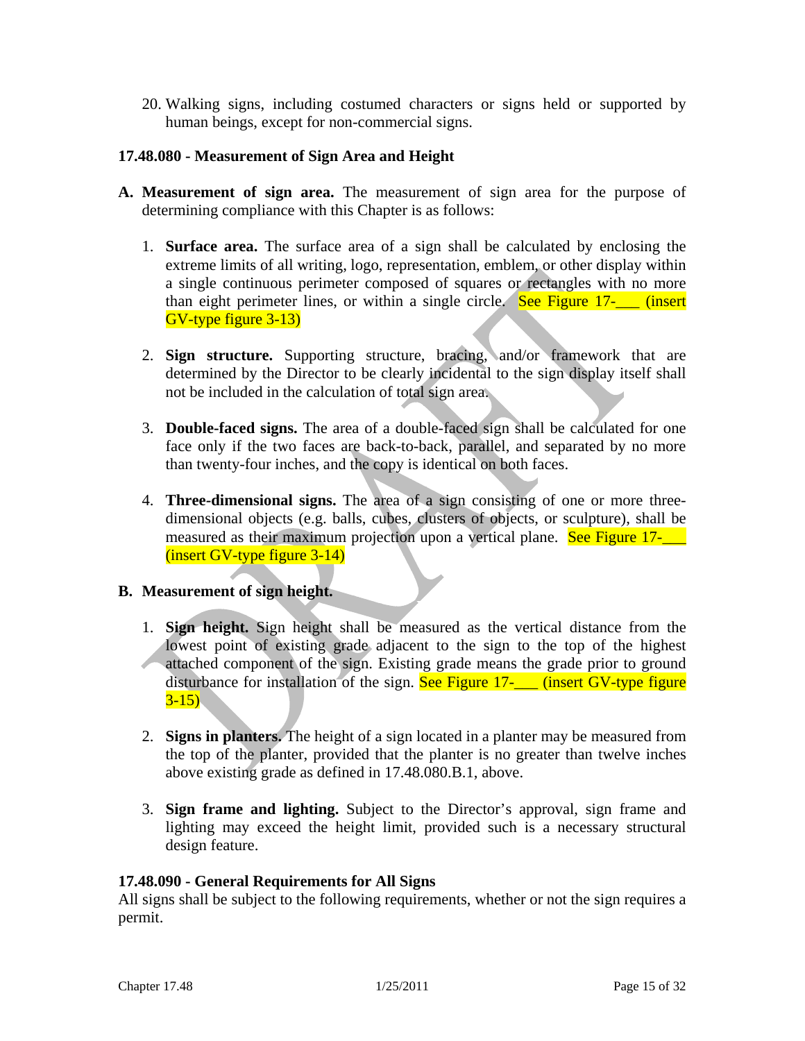20. Walking signs, including costumed characters or signs held or supported by human beings, except for non-commercial signs.

### 17.48.080 - Measurement of Sign Area and Height

**A. Measurement of sign area.** The measurement of sign area for the purpose of determining compliance with this Chapter is as follows:

1. **Surface area.** The surface area of a sign shall be calculated by enclosing the extreme limits of all writing, logo, representation, emblem, or other display within a single continuous perimeter composed of squares or rectangles with no more than eight perimeter lines, or within a single circle. See Figure 17-___ (insert GV-type figure 3-13)

2. **Sign structure.** Supporting structure, bracing, and/or framework that are determined by the Director to be clearly incidental to the sign display itself shall not be included in the calculation of total sign area.

3. **Double-faced signs.** The area of a double-faced sign shall be calculated for one face only if the two faces are back-to-back, parallel, and separated by no more than twenty-four inches, and the copy is identical on both faces.

4. **Three-dimensional signs.** The area of a sign consisting of one or more three-dimensional objects (e.g. balls, cubes, clusters of objects, or sculpture), shall be measured as their maximum projection upon a vertical plane. See Figure 17-___ (insert GV-type figure 3-14)

**B. Measurement of sign height.**

1. **Sign height.** Sign height shall be measured as the vertical distance from the lowest point of existing grade adjacent to the sign to the top of the highest attached component of the sign. Existing grade means the grade prior to ground disturbance for installation of the sign. See Figure 17-___ (insert GV-type figure 3-15)

2. **Signs in planters.** The height of a sign located in a planter may be measured from the top of the planter, provided that the planter is no greater than twelve inches above existing grade as defined in 17.48.080.B.1, above.

3. **Sign frame and lighting.** Subject to the Director's approval, sign frame and lighting may exceed the height limit, provided such is a necessary structural design feature.

### 17.48.090 - General Requirements for All Signs

All signs shall be subject to the following requirements, whether or not the sign requires a permit.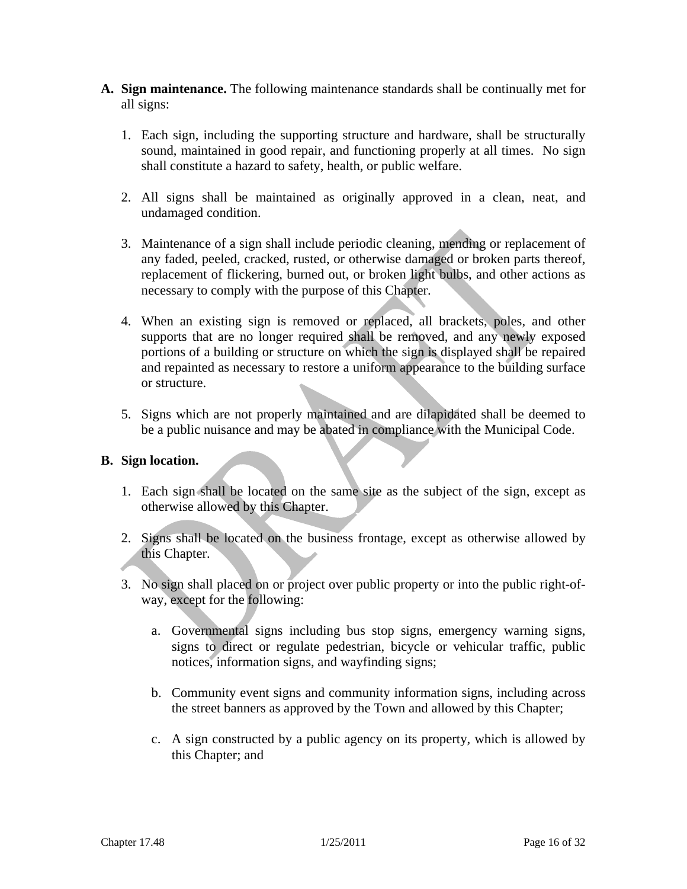**A. Sign maintenance.** The following maintenance standards shall be continually met for all signs:

1. Each sign, including the supporting structure and hardware, shall be structurally sound, maintained in good repair, and functioning properly at all times. No sign shall constitute a hazard to safety, health, or public welfare.

2. All signs shall be maintained as originally approved in a clean, neat, and undamaged condition.

3. Maintenance of a sign shall include periodic cleaning, mending or replacement of any faded, peeled, cracked, rusted, or otherwise damaged or broken parts thereof, replacement of flickering, burned out, or broken light bulbs, and other actions as necessary to comply with the purpose of this Chapter.

4. When an existing sign is removed or replaced, all brackets, poles, and other supports that are no longer required shall be removed, and any newly exposed portions of a building or structure on which the sign is displayed shall be repaired and repainted as necessary to restore a uniform appearance to the building surface or structure.

5. Signs which are not properly maintained and are dilapidated shall be deemed to be a public nuisance and may be abated in compliance with the Municipal Code.

**B. Sign location.**

1. Each sign shall be located on the same site as the subject of the sign, except as otherwise allowed by this Chapter.

2. Signs shall be located on the business frontage, except as otherwise allowed by this Chapter.

3. No sign shall placed on or project over public property or into the public right-of-way, except for the following:

   a. Governmental signs including bus stop signs, emergency warning signs, signs to direct or regulate pedestrian, bicycle or vehicular traffic, public notices, information signs, and wayfinding signs;

   b. Community event signs and community information signs, including across the street banners as approved by the Town and allowed by this Chapter;

   c. A sign constructed by a public agency on its property, which is allowed by this Chapter; and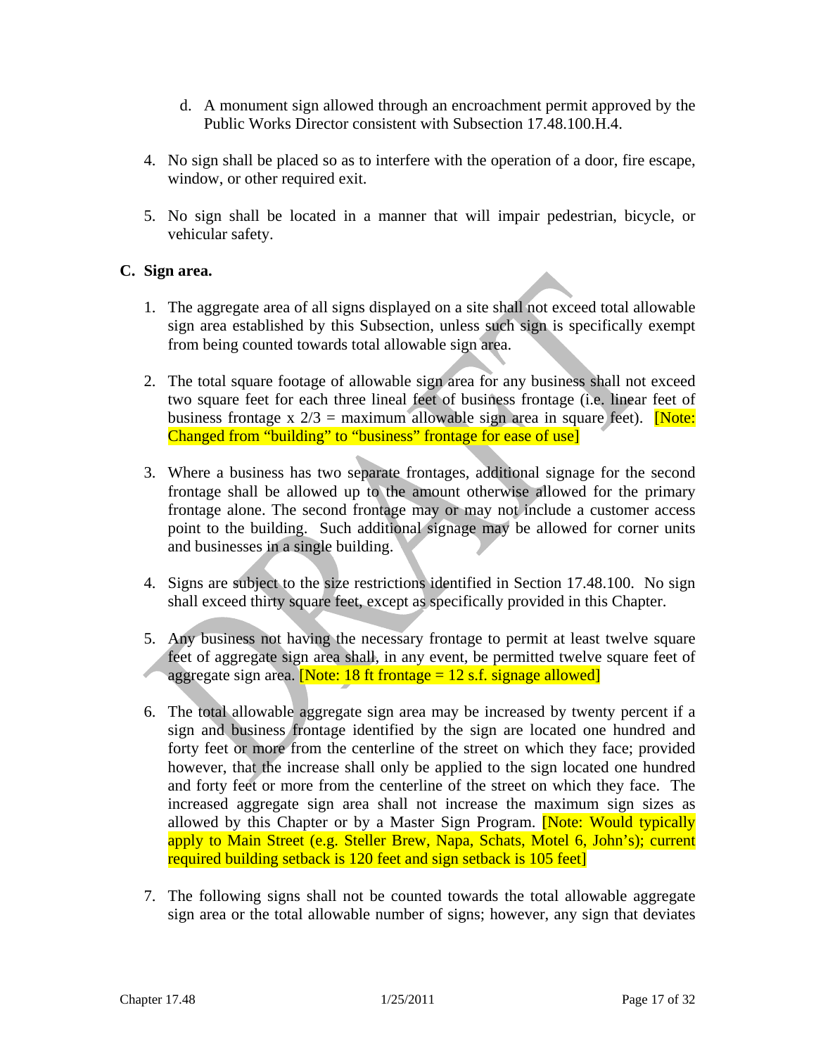d. A monument sign allowed through an encroachment permit approved by the Public Works Director consistent with Subsection 17.48.100.H.4.

4. No sign shall be placed so as to interfere with the operation of a door, fire escape, window, or other required exit.

5. No sign shall be located in a manner that will impair pedestrian, bicycle, or vehicular safety.

**C. Sign area.**

1. The aggregate area of all signs displayed on a site shall not exceed total allowable sign area established by this Subsection, unless such sign is specifically exempt from being counted towards total allowable sign area.

2. The total square footage of allowable sign area for any business shall not exceed two square feet for each three lineal feet of business frontage (i.e. linear feet of business frontage x 2/3 = maximum allowable sign area in square feet). [Note: Changed from "building" to "business" frontage for ease of use]

3. Where a business has two separate frontages, additional signage for the second frontage shall be allowed up to the amount otherwise allowed for the primary frontage alone. The second frontage may or may not include a customer access point to the building. Such additional signage may be allowed for corner units and businesses in a single building.

4. Signs are subject to the size restrictions identified in Section 17.48.100. No sign shall exceed thirty square feet, except as specifically provided in this Chapter.

5. Any business not having the necessary frontage to permit at least twelve square feet of aggregate sign area shall, in any event, be permitted twelve square feet of aggregate sign area. [Note: 18 ft frontage = 12 s.f. signage allowed]

6. The total allowable aggregate sign area may be increased by twenty percent if a sign and business frontage identified by the sign are located one hundred and forty feet or more from the centerline of the street on which they face; provided however, that the increase shall only be applied to the sign located one hundred and forty feet or more from the centerline of the street on which they face. The increased aggregate sign area shall not increase the maximum sign sizes as allowed by this Chapter or by a Master Sign Program. [Note: Would typically apply to Main Street (e.g. Steller Brew, Napa, Schats, Motel 6, John's); current required building setback is 120 feet and sign setback is 105 feet]

7. The following signs shall not be counted towards the total allowable aggregate sign area or the total allowable number of signs; however, any sign that deviates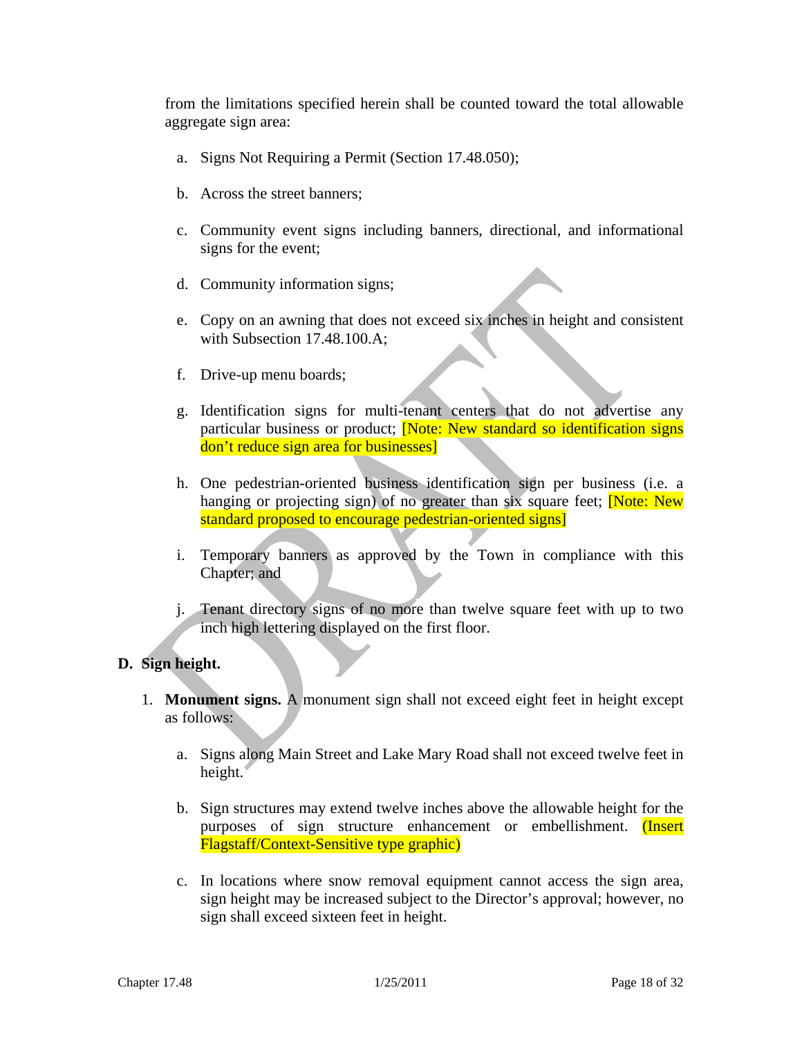from the limitations specified herein shall be counted toward the total allowable aggregate sign area:

a. Signs Not Requiring a Permit (Section 17.48.050);

b. Across the street banners;

c. Community event signs including banners, directional, and informational signs for the event;

d. Community information signs;

e. Copy on an awning that does not exceed six inches in height and consistent with Subsection 17.48.100.A;

f. Drive-up menu boards;

g. Identification signs for multi-tenant centers that do not advertise any particular business or product; [Note: New standard so identification signs don't reduce sign area for businesses]

h. One pedestrian-oriented business identification sign per business (i.e. a hanging or projecting sign) of no greater than six square feet; [Note: New standard proposed to encourage pedestrian-oriented signs]

i. Temporary banners as approved by the Town in compliance with this Chapter; and

j. Tenant directory signs of no more than twelve square feet with up to two inch high lettering displayed on the first floor.

**D. Sign height.**

1. **Monument signs.** A monument sign shall not exceed eight feet in height except as follows:

   a. Signs along Main Street and Lake Mary Road shall not exceed twelve feet in height.

   b. Sign structures may extend twelve inches above the allowable height for the purposes of sign structure enhancement or embellishment. (Insert Flagstaff/Context-Sensitive type graphic)

   c. In locations where snow removal equipment cannot access the sign area, sign height may be increased subject to the Director's approval; however, no sign shall exceed sixteen feet in height.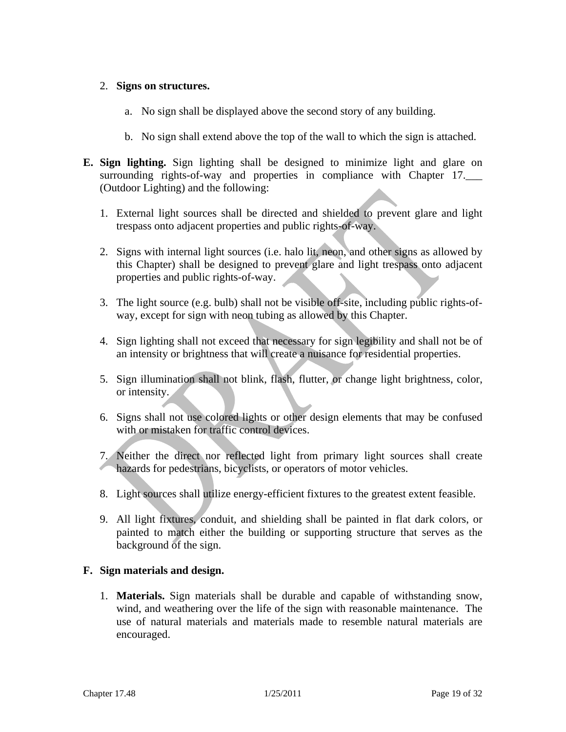2. **Signs on structures.**

   a. No sign shall be displayed above the second story of any building.

   b. No sign shall extend above the top of the wall to which the sign is attached.

**E. Sign lighting.** Sign lighting shall be designed to minimize light and glare on surrounding rights-of-way and properties in compliance with Chapter 17.___ (Outdoor Lighting) and the following:

1. External light sources shall be directed and shielded to prevent glare and light trespass onto adjacent properties and public rights-of-way.

2. Signs with internal light sources (i.e. halo lit, neon, and other signs as allowed by this Chapter) shall be designed to prevent glare and light trespass onto adjacent properties and public rights-of-way.

3. The light source (e.g. bulb) shall not be visible off-site, including public rights-of-way, except for sign with neon tubing as allowed by this Chapter.

4. Sign lighting shall not exceed that necessary for sign legibility and shall not be of an intensity or brightness that will create a nuisance for residential properties.

5. Sign illumination shall not blink, flash, flutter, or change light brightness, color, or intensity.

6. Signs shall not use colored lights or other design elements that may be confused with or mistaken for traffic control devices.

7. Neither the direct nor reflected light from primary light sources shall create hazards for pedestrians, bicyclists, or operators of motor vehicles.

8. Light sources shall utilize energy-efficient fixtures to the greatest extent feasible.

9. All light fixtures, conduit, and shielding shall be painted in flat dark colors, or painted to match either the building or supporting structure that serves as the background of the sign.

**F. Sign materials and design.**

1. **Materials.** Sign materials shall be durable and capable of withstanding snow, wind, and weathering over the life of the sign with reasonable maintenance. The use of natural materials and materials made to resemble natural materials are encouraged.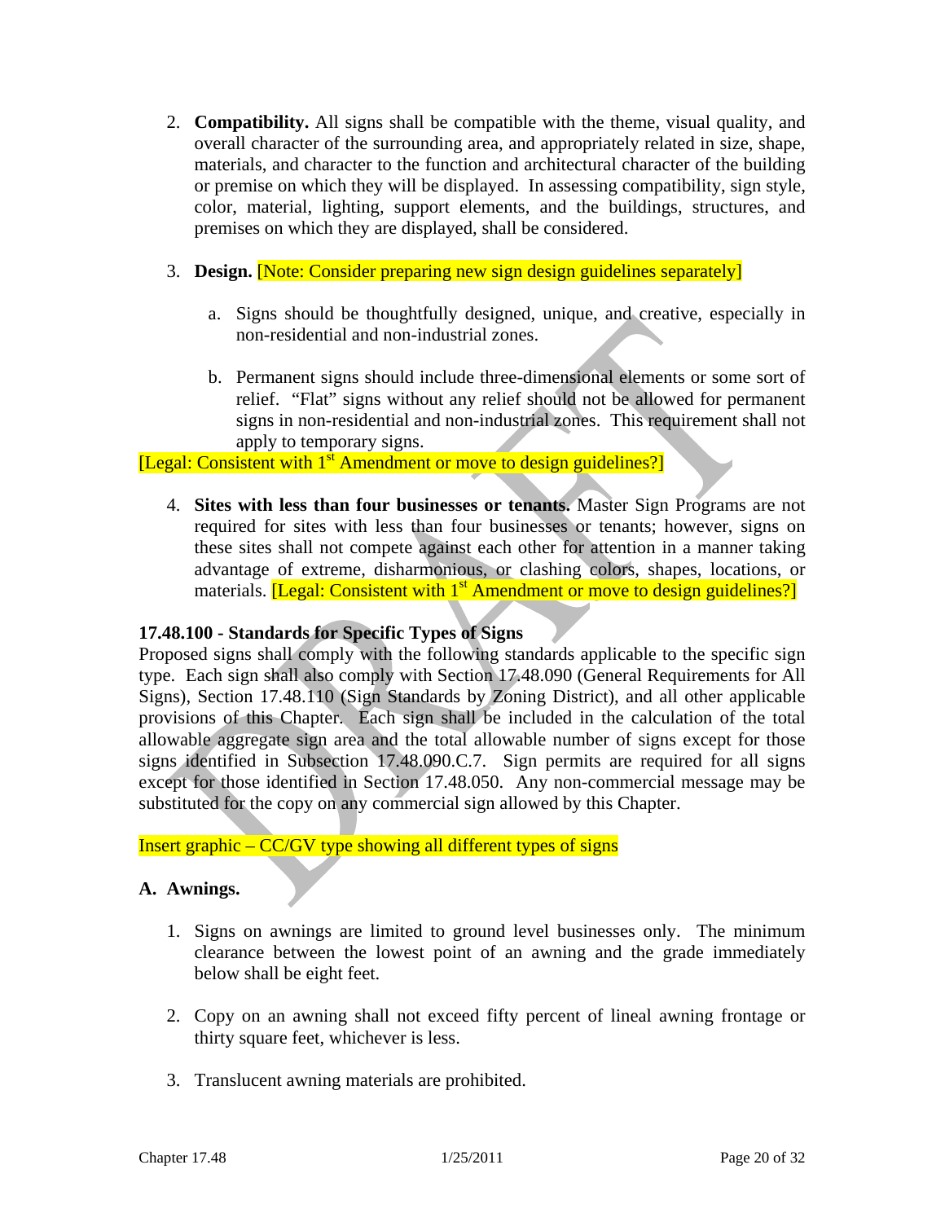2. **Compatibility.** All signs shall be compatible with the theme, visual quality, and overall character of the surrounding area, and appropriately related in size, shape, materials, and character to the function and architectural character of the building or premise on which they will be displayed. In assessing compatibility, sign style, color, material, lighting, support elements, and the buildings, structures, and premises on which they are displayed, shall be considered.

3. **Design.** [Note: Consider preparing new sign design guidelines separately]

   a. Signs should be thoughtfully designed, unique, and creative, especially in non-residential and non-industrial zones.

   b. Permanent signs should include three-dimensional elements or some sort of relief. "Flat" signs without any relief should not be allowed for permanent signs in non-residential and non-industrial zones. This requirement shall not apply to temporary signs.

[Legal: Consistent with 1st Amendment or move to design guidelines?]

4. **Sites with less than four businesses or tenants.** Master Sign Programs are not required for sites with less than four businesses or tenants; however, signs on these sites shall not compete against each other for attention in a manner taking advantage of extreme, disharmonious, or clashing colors, shapes, locations, or materials. [Legal: Consistent with 1st Amendment or move to design guidelines?]

### 17.48.100 - Standards for Specific Types of Signs

Proposed signs shall comply with the following standards applicable to the specific sign type. Each sign shall also comply with Section 17.48.090 (General Requirements for All Signs), Section 17.48.110 (Sign Standards by Zoning District), and all other applicable provisions of this Chapter. Each sign shall be included in the calculation of the total allowable aggregate sign area and the total allowable number of signs except for those signs identified in Subsection 17.48.090.C.7. Sign permits are required for all signs except for those identified in Section 17.48.050. Any non-commercial message may be substituted for the copy on any commercial sign allowed by this Chapter.

Insert graphic – CC/GV type showing all different types of signs

**A. Awnings.**

1. Signs on awnings are limited to ground level businesses only. The minimum clearance between the lowest point of an awning and the grade immediately below shall be eight feet.

2. Copy on an awning shall not exceed fifty percent of lineal awning frontage or thirty square feet, whichever is less.

3. Translucent awning materials are prohibited.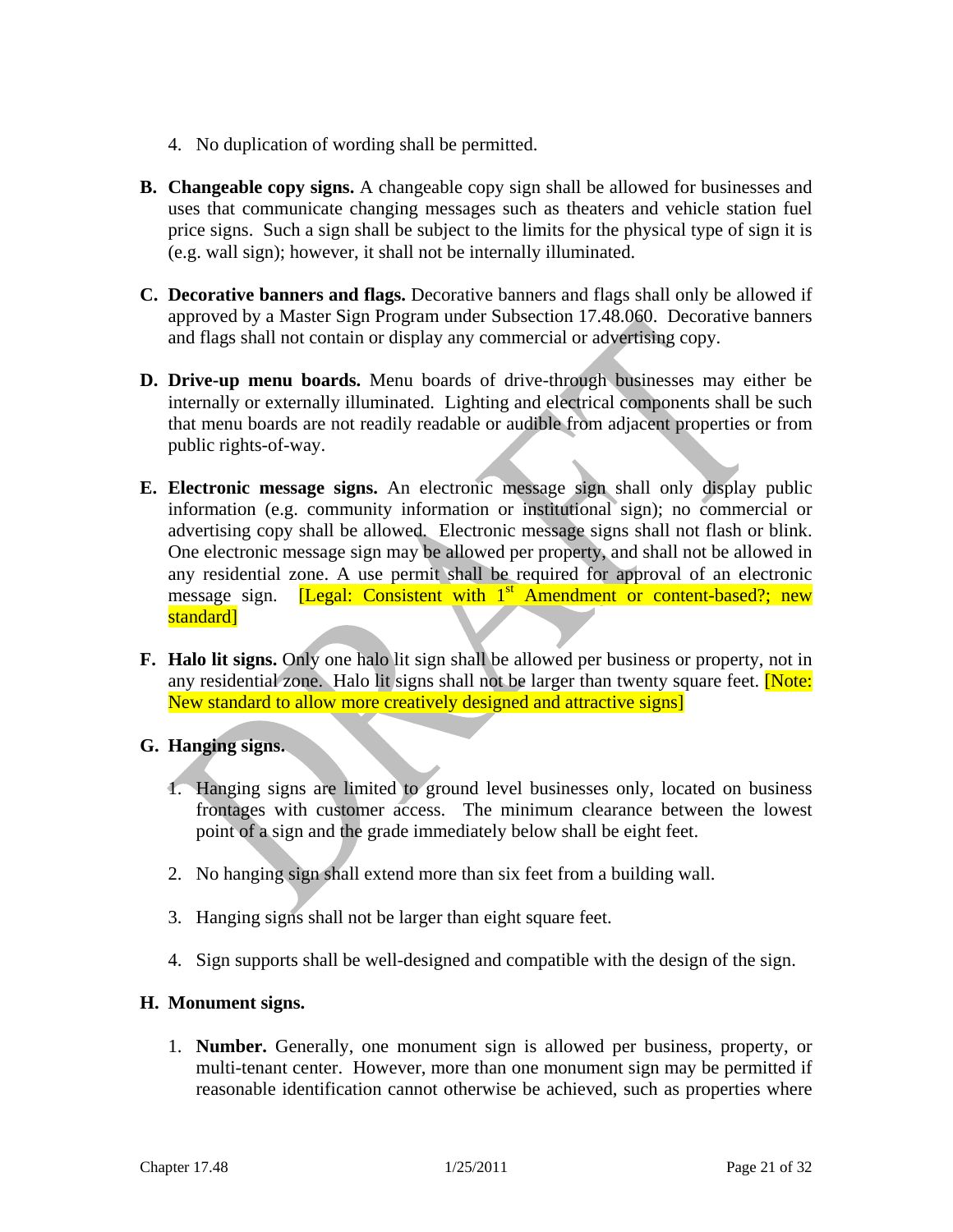4. No duplication of wording shall be permitted.

**B. Changeable copy signs.** A changeable copy sign shall be allowed for businesses and uses that communicate changing messages such as theaters and vehicle station fuel price signs. Such a sign shall be subject to the limits for the physical type of sign it is (e.g. wall sign); however, it shall not be internally illuminated.

**C. Decorative banners and flags.** Decorative banners and flags shall only be allowed if approved by a Master Sign Program under Subsection 17.48.060. Decorative banners and flags shall not contain or display any commercial or advertising copy.

**D. Drive-up menu boards.** Menu boards of drive-through businesses may either be internally or externally illuminated. Lighting and electrical components shall be such that menu boards are not readily readable or audible from adjacent properties or from public rights-of-way.

**E. Electronic message signs.** An electronic message sign shall only display public information (e.g. community information or institutional sign); no commercial or advertising copy shall be allowed. Electronic message signs shall not flash or blink. One electronic message sign may be allowed per property, and shall not be allowed in any residential zone. A use permit shall be required for approval of an electronic message sign. [Legal: Consistent with 1st Amendment or content-based?; new standard]

**F. Halo lit signs.** Only one halo lit sign shall be allowed per business or property, not in any residential zone. Halo lit signs shall not be larger than twenty square feet. [Note: New standard to allow more creatively designed and attractive signs]

**G. Hanging signs.**

1. Hanging signs are limited to ground level businesses only, located on business frontages with customer access. The minimum clearance between the lowest point of a sign and the grade immediately below shall be eight feet.

2. No hanging sign shall extend more than six feet from a building wall.

3. Hanging signs shall not be larger than eight square feet.

4. Sign supports shall be well-designed and compatible with the design of the sign.

**H. Monument signs.**

1. **Number.** Generally, one monument sign is allowed per business, property, or multi-tenant center. However, more than one monument sign may be permitted if reasonable identification cannot otherwise be achieved, such as properties where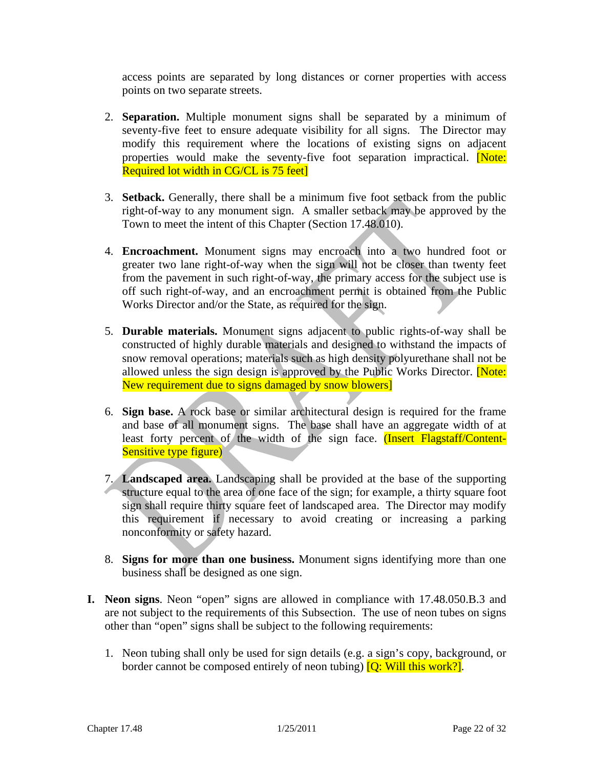access points are separated by long distances or corner properties with access points on two separate streets.

2. **Separation.** Multiple monument signs shall be separated by a minimum of seventy-five feet to ensure adequate visibility for all signs. The Director may modify this requirement where the locations of existing signs on adjacent properties would make the seventy-five foot separation impractical. [Note: Required lot width in CG/CL is 75 feet]

3. **Setback.** Generally, there shall be a minimum five foot setback from the public right-of-way to any monument sign. A smaller setback may be approved by the Town to meet the intent of this Chapter (Section 17.48.010).

4. **Encroachment.** Monument signs may encroach into a two hundred foot or greater two lane right-of-way when the sign will not be closer than twenty feet from the pavement in such right-of-way, the primary access for the subject use is off such right-of-way, and an encroachment permit is obtained from the Public Works Director and/or the State, as required for the sign.

5. **Durable materials.** Monument signs adjacent to public rights-of-way shall be constructed of highly durable materials and designed to withstand the impacts of snow removal operations; materials such as high density polyurethane shall not be allowed unless the sign design is approved by the Public Works Director. [Note: New requirement due to signs damaged by snow blowers]

6. **Sign base.** A rock base or similar architectural design is required for the frame and base of all monument signs. The base shall have an aggregate width of at least forty percent of the width of the sign face. (Insert Flagstaff/Content-Sensitive type figure)

7. **Landscaped area.** Landscaping shall be provided at the base of the supporting structure equal to the area of one face of the sign; for example, a thirty square foot sign shall require thirty square feet of landscaped area. The Director may modify this requirement if necessary to avoid creating or increasing a parking nonconformity or safety hazard.

8. **Signs for more than one business.** Monument signs identifying more than one business shall be designed as one sign.

**I. Neon signs**. Neon "open" signs are allowed in compliance with 17.48.050.B.3 and are not subject to the requirements of this Subsection. The use of neon tubes on signs other than "open" signs shall be subject to the following requirements:

1. Neon tubing shall only be used for sign details (e.g. a sign's copy, background, or border cannot be composed entirely of neon tubing) [Q: Will this work?].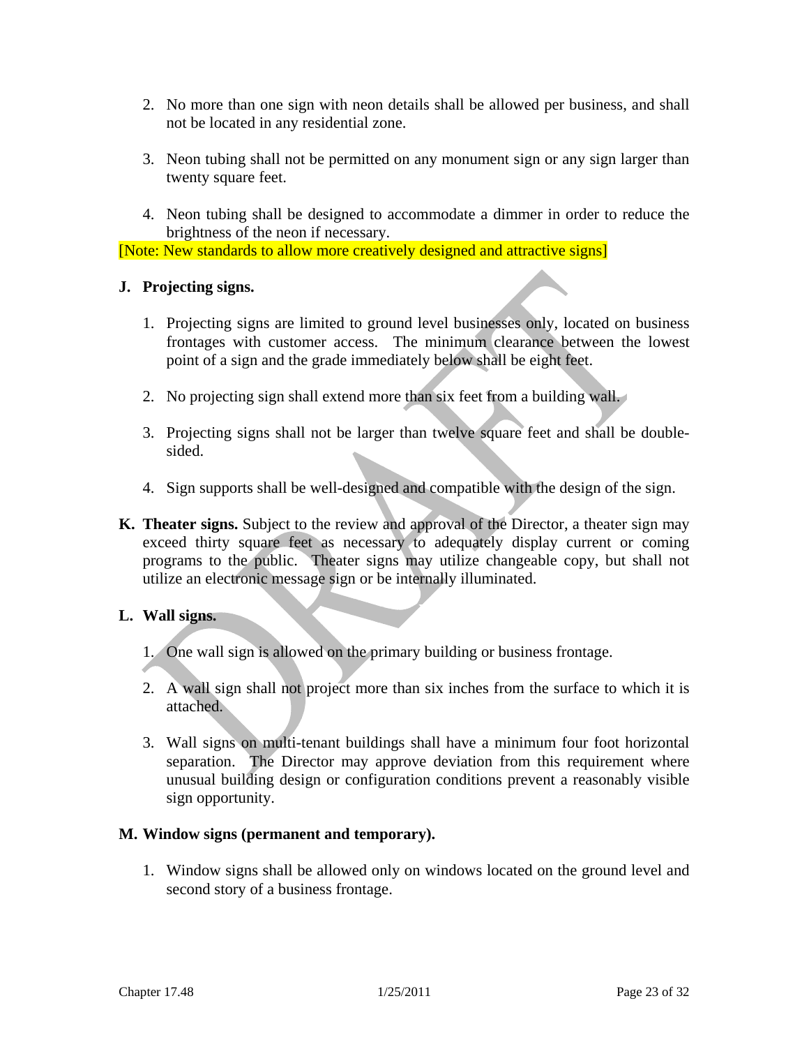2. No more than one sign with neon details shall be allowed per business, and shall not be located in any residential zone.

3. Neon tubing shall not be permitted on any monument sign or any sign larger than twenty square feet.

4. Neon tubing shall be designed to accommodate a dimmer in order to reduce the brightness of the neon if necessary.

[Note: New standards to allow more creatively designed and attractive signs]

**J. Projecting signs.**

1. Projecting signs are limited to ground level businesses only, located on business frontages with customer access. The minimum clearance between the lowest point of a sign and the grade immediately below shall be eight feet.

2. No projecting sign shall extend more than six feet from a building wall.

3. Projecting signs shall not be larger than twelve square feet and shall be double-sided.

4. Sign supports shall be well-designed and compatible with the design of the sign.

**K. Theater signs.** Subject to the review and approval of the Director, a theater sign may exceed thirty square feet as necessary to adequately display current or coming programs to the public. Theater signs may utilize changeable copy, but shall not utilize an electronic message sign or be internally illuminated.

**L. Wall signs.**

1. One wall sign is allowed on the primary building or business frontage.

2. A wall sign shall not project more than six inches from the surface to which it is attached.

3. Wall signs on multi-tenant buildings shall have a minimum four foot horizontal separation. The Director may approve deviation from this requirement where unusual building design or configuration conditions prevent a reasonably visible sign opportunity.

**M. Window signs (permanent and temporary).**

1. Window signs shall be allowed only on windows located on the ground level and second story of a business frontage.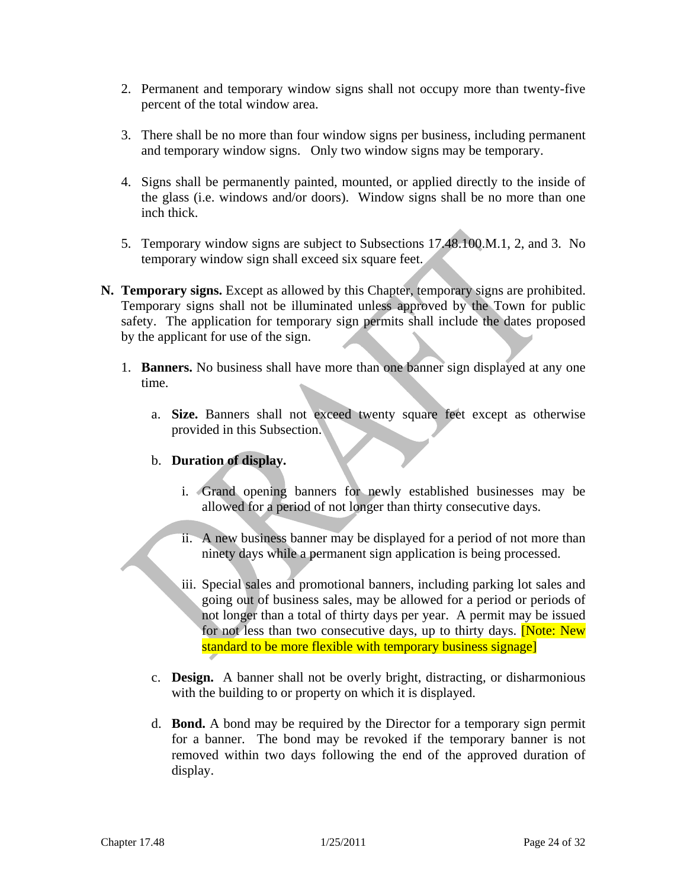2. Permanent and temporary window signs shall not occupy more than twenty-five percent of the total window area.

3. There shall be no more than four window signs per business, including permanent and temporary window signs. Only two window signs may be temporary.

4. Signs shall be permanently painted, mounted, or applied directly to the inside of the glass (i.e. windows and/or doors). Window signs shall be no more than one inch thick.

5. Temporary window signs are subject to Subsections 17.48.100.M.1, 2, and 3. No temporary window sign shall exceed six square feet.

**N. Temporary signs.** Except as allowed by this Chapter, temporary signs are prohibited. Temporary signs shall not be illuminated unless approved by the Town for public safety. The application for temporary sign permits shall include the dates proposed by the applicant for use of the sign.

1. **Banners.** No business shall have more than one banner sign displayed at any one time.

   a. **Size.** Banners shall not exceed twenty square feet except as otherwise provided in this Subsection.

   b. **Duration of display.**

      i. Grand opening banners for newly established businesses may be allowed for a period of not longer than thirty consecutive days.

      ii. A new business banner may be displayed for a period of not more than ninety days while a permanent sign application is being processed.

      iii. Special sales and promotional banners, including parking lot sales and going out of business sales, may be allowed for a period or periods of not longer than a total of thirty days per year. A permit may be issued for not less than two consecutive days, up to thirty days. [Note: New standard to be more flexible with temporary business signage]

   c. **Design.** A banner shall not be overly bright, distracting, or disharmonious with the building to or property on which it is displayed.

   d. **Bond.** A bond may be required by the Director for a temporary sign permit for a banner. The bond may be revoked if the temporary banner is not removed within two days following the end of the approved duration of display.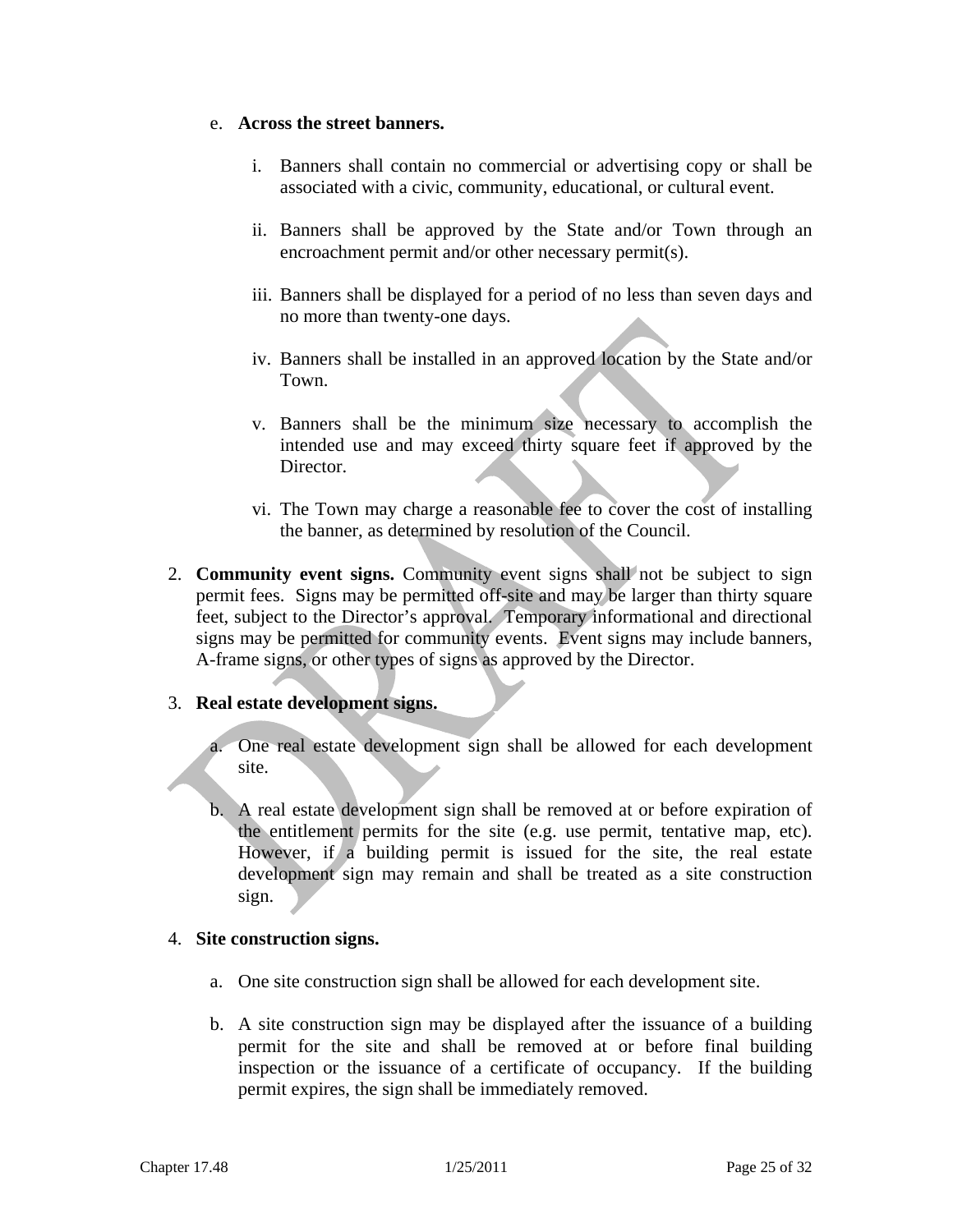e. **Across the street banners.**

   i. Banners shall contain no commercial or advertising copy or shall be associated with a civic, community, educational, or cultural event.

   ii. Banners shall be approved by the State and/or Town through an encroachment permit and/or other necessary permit(s).

   iii. Banners shall be displayed for a period of no less than seven days and no more than twenty-one days.

   iv. Banners shall be installed in an approved location by the State and/or Town.

   v. Banners shall be the minimum size necessary to accomplish the intended use and may exceed thirty square feet if approved by the Director.

   vi. The Town may charge a reasonable fee to cover the cost of installing the banner, as determined by resolution of the Council.

2. **Community event signs.** Community event signs shall not be subject to sign permit fees. Signs may be permitted off-site and may be larger than thirty square feet, subject to the Director's approval. Temporary informational and directional signs may be permitted for community events. Event signs may include banners, A-frame signs, or other types of signs as approved by the Director.

3. **Real estate development signs.**

   a. One real estate development sign shall be allowed for each development site.

   b. A real estate development sign shall be removed at or before expiration of the entitlement permits for the site (e.g. use permit, tentative map, etc). However, if a building permit is issued for the site, the real estate development sign may remain and shall be treated as a site construction sign.

4. **Site construction signs.**

   a. One site construction sign shall be allowed for each development site.

   b. A site construction sign may be displayed after the issuance of a building permit for the site and shall be removed at or before final building inspection or the issuance of a certificate of occupancy. If the building permit expires, the sign shall be immediately removed.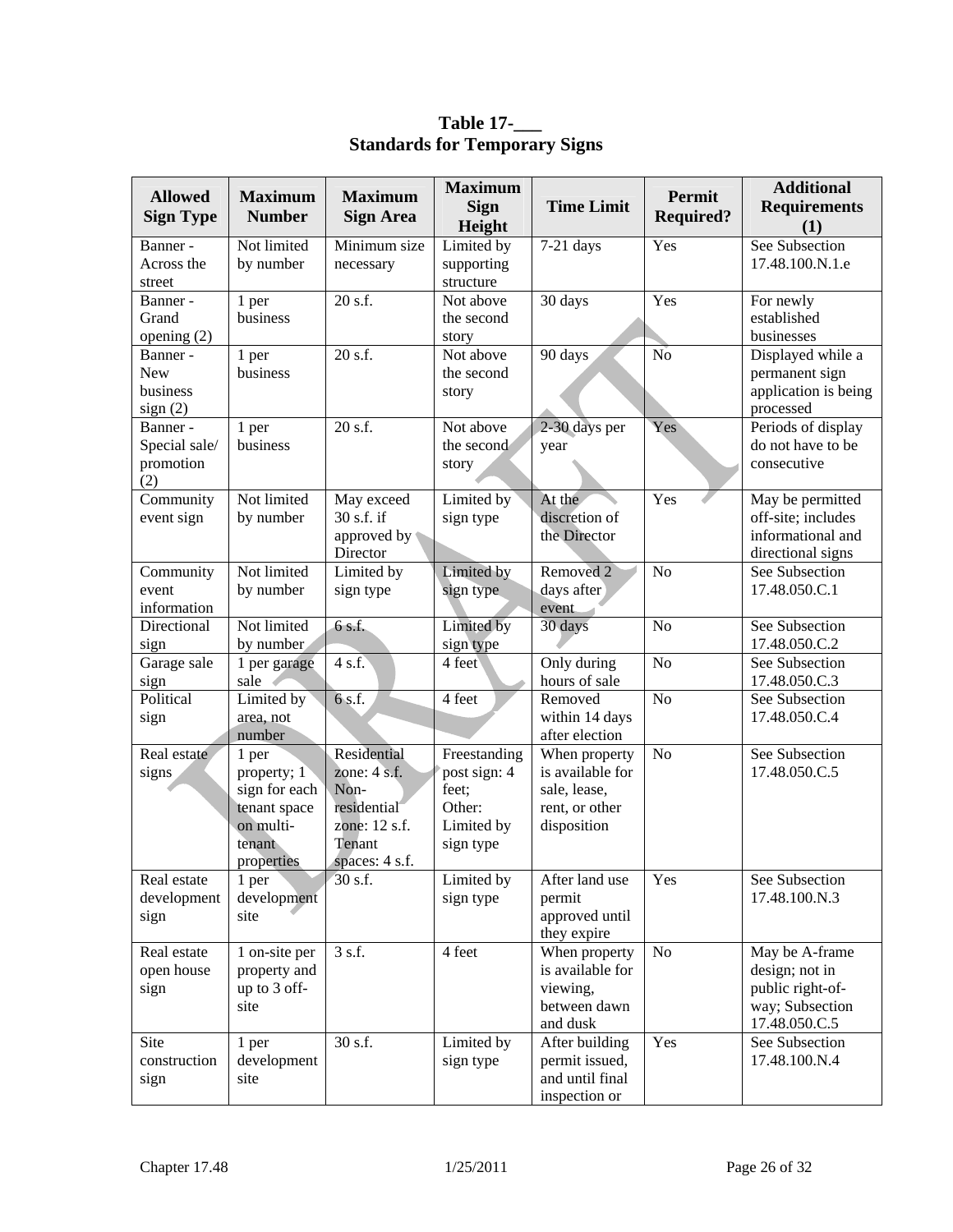**Table 17-___**
**Standards for Temporary Signs**

| Allowed Sign Type | Maximum Number | Maximum Sign Area | Maximum Sign Height | Time Limit | Permit Required? | Additional Requirements (1) |
|---|---|---|---|---|---|---|
| Banner - Across the street | Not limited by number | Minimum size necessary | Limited by supporting structure | 7-21 days | Yes | See Subsection 17.48.100.N.1.e |
| Banner - Grand opening (2) | 1 per business | 20 s.f. | Not above the second story | 30 days | Yes | For newly established businesses |
| Banner - New business sign (2) | 1 per business | 20 s.f. | Not above the second story | 90 days | No | Displayed while a permanent sign application is being processed |
| Banner - Special sale/ promotion (2) | 1 per business | 20 s.f. | Not above the second story | 2-30 days per year | Yes | Periods of display do not have to be consecutive |
| Community event sign | Not limited by number | May exceed 30 s.f. if approved by Director | Limited by sign type | At the discretion of the Director | Yes | May be permitted off-site; includes informational and directional signs |
| Community event information | Not limited by number | Limited by sign type | Limited by sign type | Removed 2 days after event | No | See Subsection 17.48.050.C.1 |
| Directional sign | Not limited by number | 6 s.f. | Limited by sign type | 30 days | No | See Subsection 17.48.050.C.2 |
| Garage sale sign | 1 per garage sale | 4 s.f. | 4 feet | Only during hours of sale | No | See Subsection 17.48.050.C.3 |
| Political sign | Limited by area, not number | 6 s.f. | 4 feet | Removed within 14 days after election | No | See Subsection 17.48.050.C.4 |
| Real estate signs | 1 per property; 1 sign for each tenant space on multi-tenant properties | Residential zone: 4 s.f. Non-residential zone: 12 s.f. Tenant spaces: 4 s.f. | Freestanding post sign: 4 feet; Other: Limited by sign type | When property is available for sale, lease, rent, or other disposition | No | See Subsection 17.48.050.C.5 |
| Real estate development sign | 1 per development site | 30 s.f. | Limited by sign type | After land use permit approved until they expire | Yes | See Subsection 17.48.100.N.3 |
| Real estate open house sign | 1 on-site per property and up to 3 off-site | 3 s.f. | 4 feet | When property is available for viewing, between dawn and dusk | No | May be A-frame design; not in public right-of-way; Subsection 17.48.050.C.5 |
| Site construction sign | 1 per development site | 30 s.f. | Limited by sign type | After building permit issued, and until final inspection or | Yes | See Subsection 17.48.100.N.4 |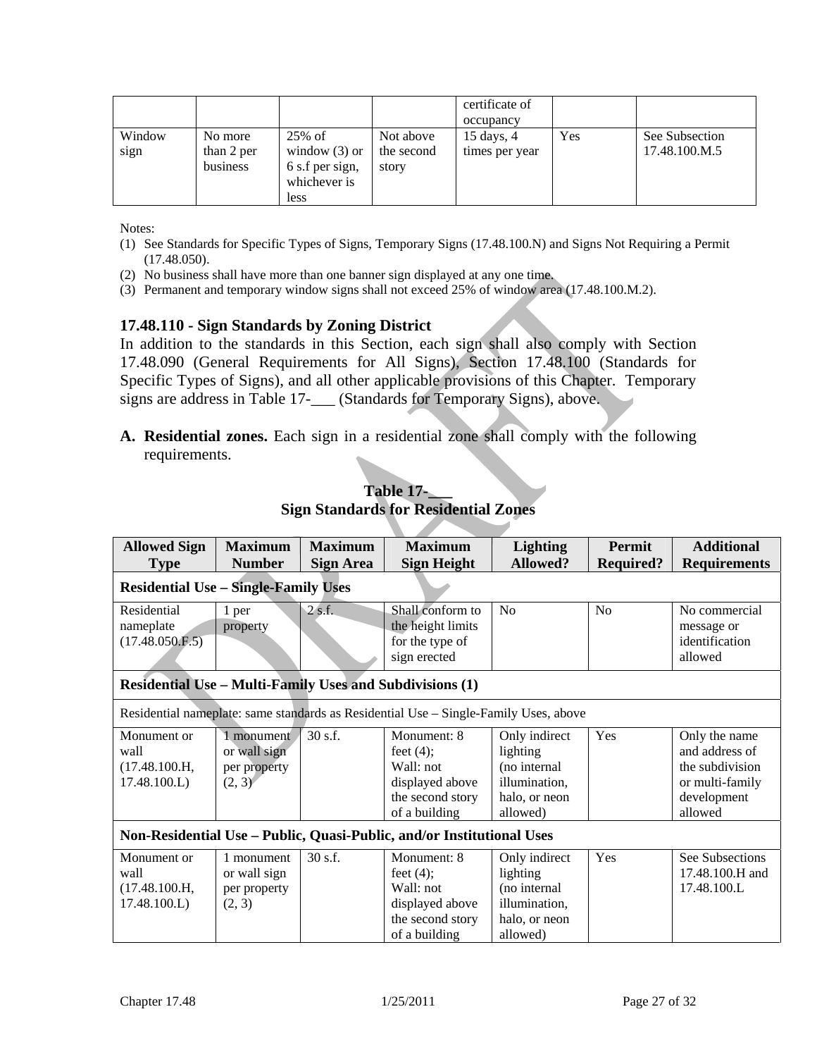| | | | | certificate of occupancy | | |
|---|---|---|---|---|---|---|
| Window sign | No more than 2 per business | 25% of window (3) or 6 s.f per sign, whichever is less | Not above the second story | 15 days, 4 times per year | Yes | See Subsection 17.48.100.M.5 |

Notes:

(1) See Standards for Specific Types of Signs, Temporary Signs (17.48.100.N) and Signs Not Requiring a Permit (17.48.050).
(2) No business shall have more than one banner sign displayed at any one time.
(3) Permanent and temporary window signs shall not exceed 25% of window area (17.48.100.M.2).

### 17.48.110 - Sign Standards by Zoning District

In addition to the standards in this Section, each sign shall also comply with Section 17.48.090 (General Requirements for All Signs), Section 17.48.100 (Standards for Specific Types of Signs), and all other applicable provisions of this Chapter. Temporary signs are address in Table 17-___ (Standards for Temporary Signs), above.

**A. Residential zones.** Each sign in a residential zone shall comply with the following requirements.

**Table 17-___**
**Sign Standards for Residential Zones**

| Allowed Sign Type | Maximum Number | Maximum Sign Area | Maximum Sign Height | Lighting Allowed? | Permit Required? | Additional Requirements |
|---|---|---|---|---|---|---|
| **Residential Use – Single-Family Uses** | | | | | | |
| Residential nameplate (17.48.050.F.5) | 1 per property | 2 s.f. | Shall conform to the height limits for the type of sign erected | No | No | No commercial message or identification allowed |
| **Residential Use – Multi-Family Uses and Subdivisions (1)** | | | | | | |
| Residential nameplate: same standards as Residential Use – Single-Family Uses, above | | | | | | |
| Monument or wall (17.48.100.H, 17.48.100.L) | 1 monument or wall sign per property (2, 3) | 30 s.f. | Monument: 8 feet (4); Wall: not displayed above the second story of a building | Only indirect lighting (no internal illumination, halo, or neon allowed) | Yes | Only the name and address of the subdivision or multi-family development allowed |
| **Non-Residential Use – Public, Quasi-Public, and/or Institutional Uses** | | | | | | |
| Monument or wall (17.48.100.H, 17.48.100.L) | 1 monument or wall sign per property (2, 3) | 30 s.f. | Monument: 8 feet (4); Wall: not displayed above the second story of a building | Only indirect lighting (no internal illumination, halo, or neon allowed) | Yes | See Subsections 17.48.100.H and 17.48.100.L |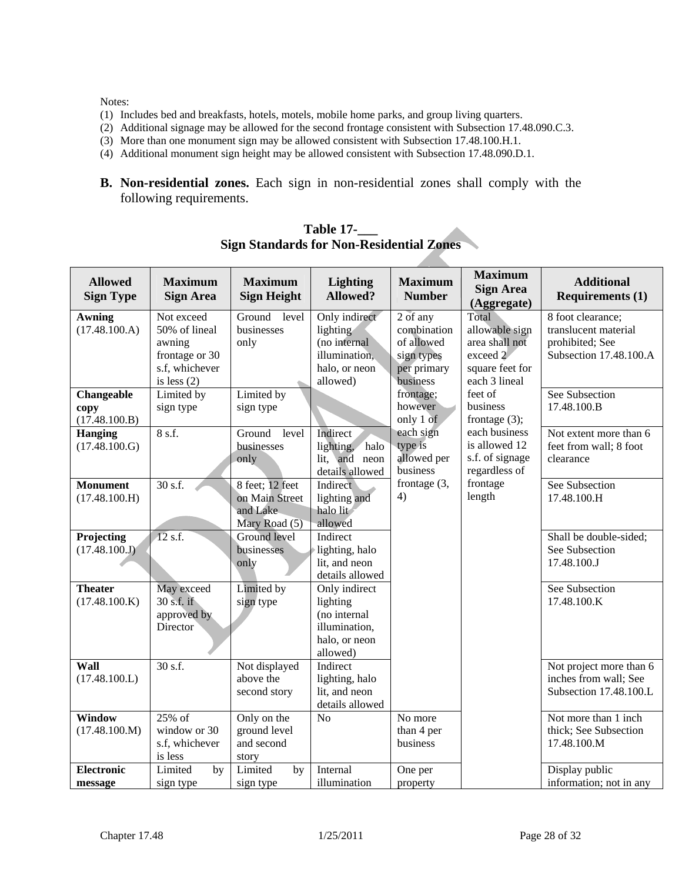Notes:

(1) Includes bed and breakfasts, hotels, motels, mobile home parks, and group living quarters.
(2) Additional signage may be allowed for the second frontage consistent with Subsection 17.48.090.C.3.
(3) More than one monument sign may be allowed consistent with Subsection 17.48.100.H.1.
(4) Additional monument sign height may be allowed consistent with Subsection 17.48.090.D.1.

**B. Non-residential zones.** Each sign in non-residential zones shall comply with the following requirements.

**Table 17-___**
**Sign Standards for Non-Residential Zones**

| Allowed Sign Type | Maximum Sign Area | Maximum Sign Height | Lighting Allowed? | Maximum Number | Maximum Sign Area (Aggregate) | Additional Requirements (1) |
|---|---|---|---|---|---|---|
| **Awning** (17.48.100.A) | Not exceed 50% of lineal awning frontage or 30 s.f, whichever is less (2) | Ground level businesses only | Only indirect lighting (no internal illumination, halo, or neon allowed) | 2 of any combination of allowed sign types per primary business frontage; however only 1 of each sign type is allowed per business frontage (3, 4) | Total allowable sign area shall not exceed 2 square feet for each 3 lineal feet of business frontage (3); each business is allowed 12 s.f. of signage regardless of frontage length | 8 foot clearance; translucent material prohibited; See Subsection 17.48.100.A |
| **Changeable copy** (17.48.100.B) | Limited by sign type | Limited by sign type | | | | See Subsection 17.48.100.B |
| **Hanging** (17.48.100.G) | 8 s.f. | Ground level businesses only | Indirect lighting, halo lit, and neon details allowed | | | Not extent more than 6 feet from wall; 8 foot clearance |
| **Monument** (17.48.100.H) | 30 s.f. | 8 feet; 12 feet on Main Street and Lake Mary Road (5) | Indirect lighting and halo lit allowed | | | See Subsection 17.48.100.H |
| **Projecting** (17.48.100.J) | 12 s.f. | Ground level businesses only | Indirect lighting, halo lit, and neon details allowed | | | Shall be double-sided; See Subsection 17.48.100.J |
| **Theater** (17.48.100.K) | May exceed 30 s.f. if approved by Director | Limited by sign type | Only indirect lighting (no internal illumination, halo, or neon allowed) | | | See Subsection 17.48.100.K |
| **Wall** (17.48.100.L) | 30 s.f. | Not displayed above the second story | Indirect lighting, halo lit, and neon details allowed | | | Not project more than 6 inches from wall; See Subsection 17.48.100.L |
| **Window** (17.48.100.M) | 25% of window or 30 s.f, whichever is less | Only on the ground level and second story | No | No more than 4 per business | | Not more than 1 inch thick; See Subsection 17.48.100.M |
| **Electronic message** | Limited by sign type | Limited by sign type | Internal illumination | One per property | | Display public information; not in any |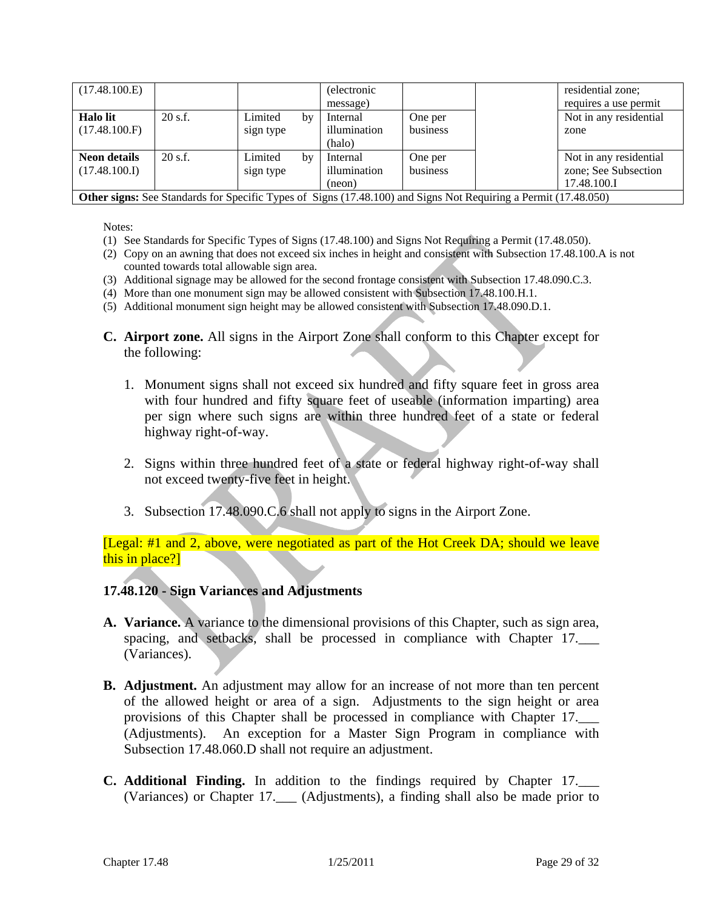| (17.48.100.E) | | | (electronic message) | | | residential zone; requires a use permit |
|---|---|---|---|---|---|---|
| **Halo lit** (17.48.100.F) | 20 s.f. | Limited by sign type | Internal illumination (halo) | One per business | | Not in any residential zone |
| **Neon details** (17.48.100.I) | 20 s.f. | Limited by sign type | Internal illumination (neon) | One per business | | Not in any residential zone; See Subsection 17.48.100.I |
| **Other signs:** See Standards for Specific Types of Signs (17.48.100) and Signs Not Requiring a Permit (17.48.050) | | | | | | |

Notes:

(1) See Standards for Specific Types of Signs (17.48.100) and Signs Not Requiring a Permit (17.48.050).
(2) Copy on an awning that does not exceed six inches in height and consistent with Subsection 17.48.100.A is not counted towards total allowable sign area.
(3) Additional signage may be allowed for the second frontage consistent with Subsection 17.48.090.C.3.
(4) More than one monument sign may be allowed consistent with Subsection 17.48.100.H.1.
(5) Additional monument sign height may be allowed consistent with Subsection 17.48.090.D.1.

**C. Airport zone.** All signs in the Airport Zone shall conform to this Chapter except for the following:

1. Monument signs shall not exceed six hundred and fifty square feet in gross area with four hundred and fifty square feet of useable (information imparting) area per sign where such signs are within three hundred feet of a state or federal highway right-of-way.

2. Signs within three hundred feet of a state or federal highway right-of-way shall not exceed twenty-five feet in height.

3. Subsection 17.48.090.C.6 shall not apply to signs in the Airport Zone.

[Legal: #1 and 2, above, were negotiated as part of the Hot Creek DA; should we leave this in place?]

### 17.48.120 - Sign Variances and Adjustments

**A. Variance.** A variance to the dimensional provisions of this Chapter, such as sign area, spacing, and setbacks, shall be processed in compliance with Chapter 17.___ (Variances).

**B. Adjustment.** An adjustment may allow for an increase of not more than ten percent of the allowed height or area of a sign. Adjustments to the sign height or area provisions of this Chapter shall be processed in compliance with Chapter 17.___ (Adjustments). An exception for a Master Sign Program in compliance with Subsection 17.48.060.D shall not require an adjustment.

**C. Additional Finding.** In addition to the findings required by Chapter 17.___ (Variances) or Chapter 17.___ (Adjustments), a finding shall also be made prior to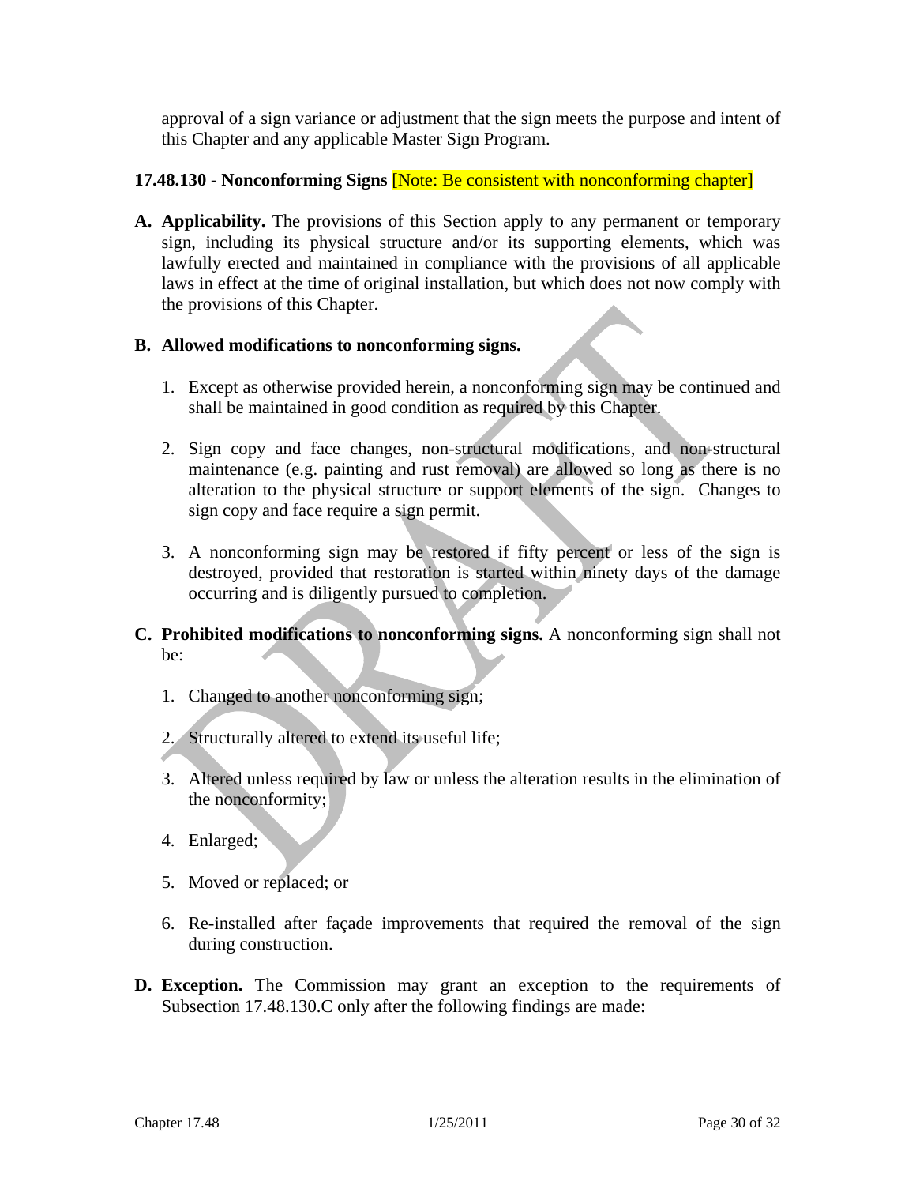approval of a sign variance or adjustment that the sign meets the purpose and intent of this Chapter and any applicable Master Sign Program.

### 17.48.130 - Nonconforming Signs [Note: Be consistent with nonconforming chapter]

**A. Applicability.** The provisions of this Section apply to any permanent or temporary sign, including its physical structure and/or its supporting elements, which was lawfully erected and maintained in compliance with the provisions of all applicable laws in effect at the time of original installation, but which does not now comply with the provisions of this Chapter.

**B. Allowed modifications to nonconforming signs.**

1. Except as otherwise provided herein, a nonconforming sign may be continued and shall be maintained in good condition as required by this Chapter.

2. Sign copy and face changes, non-structural modifications, and non-structural maintenance (e.g. painting and rust removal) are allowed so long as there is no alteration to the physical structure or support elements of the sign. Changes to sign copy and face require a sign permit.

3. A nonconforming sign may be restored if fifty percent or less of the sign is destroyed, provided that restoration is started within ninety days of the damage occurring and is diligently pursued to completion.

**C. Prohibited modifications to nonconforming signs.** A nonconforming sign shall not be:

1. Changed to another nonconforming sign;

2. Structurally altered to extend its useful life;

3. Altered unless required by law or unless the alteration results in the elimination of the nonconformity;

4. Enlarged;

5. Moved or replaced; or

6. Re-installed after façade improvements that required the removal of the sign during construction.

**D. Exception.** The Commission may grant an exception to the requirements of Subsection 17.48.130.C only after the following findings are made: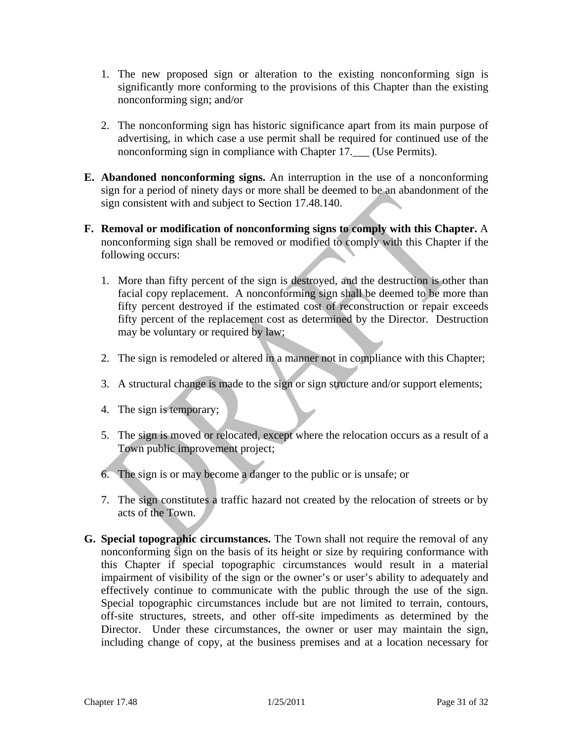1. The new proposed sign or alteration to the existing nonconforming sign is significantly more conforming to the provisions of this Chapter than the existing nonconforming sign; and/or

2. The nonconforming sign has historic significance apart from its main purpose of advertising, in which case a use permit shall be required for continued use of the nonconforming sign in compliance with Chapter 17.___ (Use Permits).

**E. Abandoned nonconforming signs.** An interruption in the use of a nonconforming sign for a period of ninety days or more shall be deemed to be an abandonment of the sign consistent with and subject to Section 17.48.140.

**F. Removal or modification of nonconforming signs to comply with this Chapter.** A nonconforming sign shall be removed or modified to comply with this Chapter if the following occurs:

1. More than fifty percent of the sign is destroyed, and the destruction is other than facial copy replacement. A nonconforming sign shall be deemed to be more than fifty percent destroyed if the estimated cost of reconstruction or repair exceeds fifty percent of the replacement cost as determined by the Director. Destruction may be voluntary or required by law;

2. The sign is remodeled or altered in a manner not in compliance with this Chapter;

3. A structural change is made to the sign or sign structure and/or support elements;

4. The sign is temporary;

5. The sign is moved or relocated, except where the relocation occurs as a result of a Town public improvement project;

6. The sign is or may become a danger to the public or is unsafe; or

7. The sign constitutes a traffic hazard not created by the relocation of streets or by acts of the Town.

**G. Special topographic circumstances.** The Town shall not require the removal of any nonconforming sign on the basis of its height or size by requiring conformance with this Chapter if special topographic circumstances would result in a material impairment of visibility of the sign or the owner's or user's ability to adequately and effectively continue to communicate with the public through the use of the sign. Special topographic circumstances include but are not limited to terrain, contours, off-site structures, streets, and other off-site impediments as determined by the Director. Under these circumstances, the owner or user may maintain the sign, including change of copy, at the business premises and at a location necessary for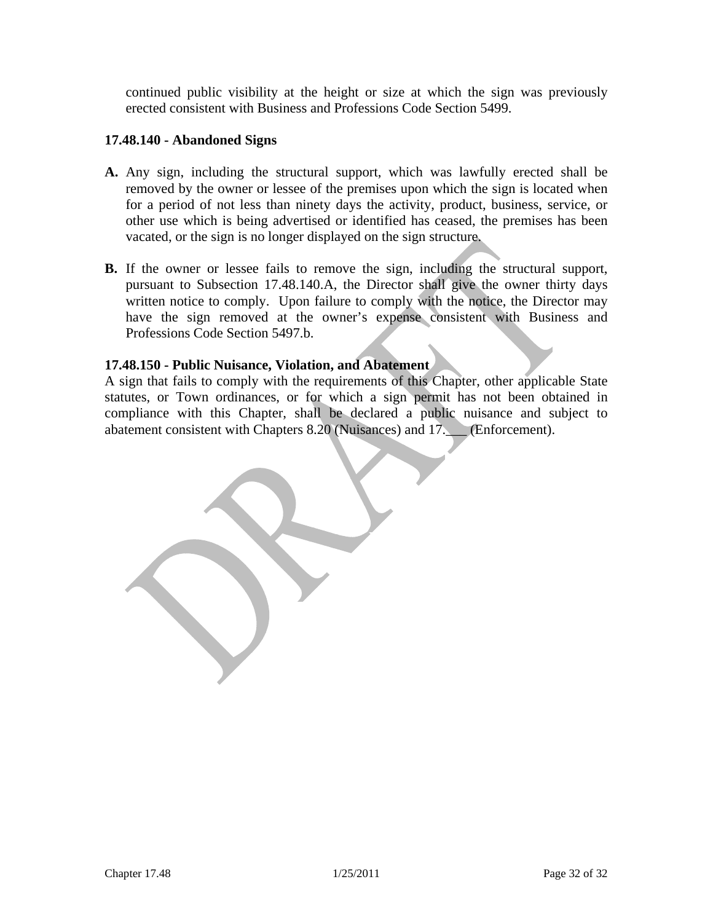continued public visibility at the height or size at which the sign was previously erected consistent with Business and Professions Code Section 5499.

### 17.48.140 - Abandoned Signs

**A.** Any sign, including the structural support, which was lawfully erected shall be removed by the owner or lessee of the premises upon which the sign is located when for a period of not less than ninety days the activity, product, business, service, or other use which is being advertised or identified has ceased, the premises has been vacated, or the sign is no longer displayed on the sign structure.

**B.** If the owner or lessee fails to remove the sign, including the structural support, pursuant to Subsection 17.48.140.A, the Director shall give the owner thirty days written notice to comply. Upon failure to comply with the notice, the Director may have the sign removed at the owner's expense consistent with Business and Professions Code Section 5497.b.

### 17.48.150 - Public Nuisance, Violation, and Abatement

A sign that fails to comply with the requirements of this Chapter, other applicable State statutes, or Town ordinances, or for which a sign permit has not been obtained in compliance with this Chapter, shall be declared a public nuisance and subject to abatement consistent with Chapters 8.20 (Nuisances) and 17.___ (Enforcement).